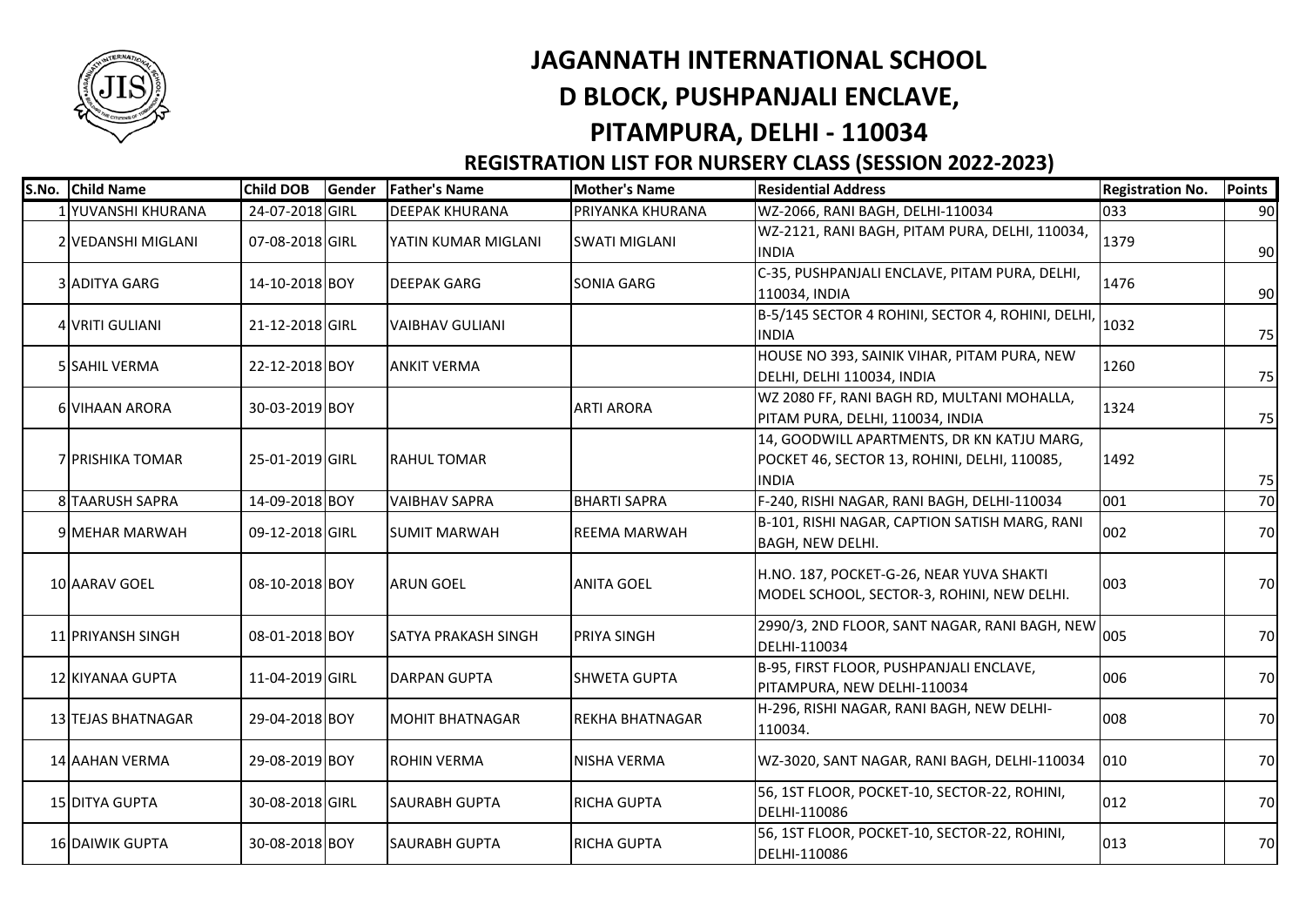# JAGANNATH INTERNATIONAL SCHOOL

## D BLOCK, PUSHPANJALI ENCLAVE,

## PITAMPURA, DELHI - 110034

### REGISTRATION LIST FOR NURSERY CLASS (SESSION 2022-2023)

| S.No. | Child Name | Child DOB | Gender | Father's Name | Mother's Name | Residential Address | Registration No. | Points |
|---|---|---|---|---|---|---|---|---|
| 1 | YUVANSHI KHURANA | 24-07-2018 | GIRL | DEEPAK KHURANA | PRIYANKA KHURANA | WZ-2066, RANI BAGH, DELHI-110034 | 033 | 90 |
| 2 | VEDANSHI MIGLANI | 07-08-2018 | GIRL | YATIN KUMAR MIGLANI | SWATI MIGLANI | WZ-2121, RANI BAGH, PITAM PURA, DELHI, 110034, INDIA | 1379 | 90 |
| 3 | ADITYA GARG | 14-10-2018 | BOY | DEEPAK GARG | SONIA GARG | C-35, PUSHPANJALI ENCLAVE, PITAM PURA, DELHI, 110034, INDIA | 1476 | 90 |
| 4 | VRITI GULIANI | 21-12-2018 | GIRL | VAIBHAV GULIANI | | B-5/145 SECTOR 4 ROHINI, SECTOR 4, ROHINI, DELHI, INDIA | 1032 | 75 |
| 5 | SAHIL VERMA | 22-12-2018 | BOY | ANKIT VERMA | | HOUSE NO 393, SAINIK VIHAR, PITAM PURA, NEW DELHI, DELHI 110034, INDIA | 1260 | 75 |
| 6 | VIHAAN ARORA | 30-03-2019 | BOY | | ARTI ARORA | WZ 2080 FF, RANI BAGH RD, MULTANI MOHALLA, PITAM PURA, DELHI, 110034, INDIA | 1324 | 75 |
| 7 | PRISHIKA TOMAR | 25-01-2019 | GIRL | RAHUL TOMAR | | 14, GOODWILL APARTMENTS, DR KN KATJU MARG, POCKET 46, SECTOR 13, ROHINI, DELHI, 110085, INDIA | 1492 | 75 |
| 8 | TAARUSH SAPRA | 14-09-2018 | BOY | VAIBHAV SAPRA | BHARTI SAPRA | F-240, RISHI NAGAR, RANI BAGH, DELHI-110034 | 001 | 70 |
| 9 | MEHAR MARWAH | 09-12-2018 | GIRL | SUMIT MARWAH | REEMA MARWAH | B-101, RISHI NAGAR, CAPTION SATISH MARG, RANI BAGH, NEW DELHI. | 002 | 70 |
| 10 | AARAV GOEL | 08-10-2018 | BOY | ARUN GOEL | ANITA GOEL | H.NO. 187, POCKET-G-26, NEAR YUVA SHAKTI MODEL SCHOOL, SECTOR-3, ROHINI, NEW DELHI. | 003 | 70 |
| 11 | PRIYANSH SINGH | 08-01-2018 | BOY | SATYA PRAKASH SINGH | PRIYA SINGH | 2990/3, 2ND FLOOR, SANT NAGAR, RANI BAGH, NEW DELHI-110034 | 005 | 70 |
| 12 | KIYANAA GUPTA | 11-04-2019 | GIRL | DARPAN GUPTA | SHWETA GUPTA | B-95, FIRST FLOOR, PUSHPANJALI ENCLAVE, PITAMPURA, NEW DELHI-110034 | 006 | 70 |
| 13 | TEJAS BHATNAGAR | 29-04-2018 | BOY | MOHIT BHATNAGAR | REKHA BHATNAGAR | H-296, RISHI NAGAR, RANI BAGH, NEW DELHI-110034. | 008 | 70 |
| 14 | AAHAN VERMA | 29-08-2019 | BOY | ROHIN VERMA | NISHA VERMA | WZ-3020, SANT NAGAR, RANI BAGH, DELHI-110034 | 010 | 70 |
| 15 | DITYA GUPTA | 30-08-2018 | GIRL | SAURABH GUPTA | RICHA GUPTA | 56, 1ST FLOOR, POCKET-10, SECTOR-22, ROHINI, DELHI-110086 | 012 | 70 |
| 16 | DAIWIK GUPTA | 30-08-2018 | BOY | SAURABH GUPTA | RICHA GUPTA | 56, 1ST FLOOR, POCKET-10, SECTOR-22, ROHINI, DELHI-110086 | 013 | 70 |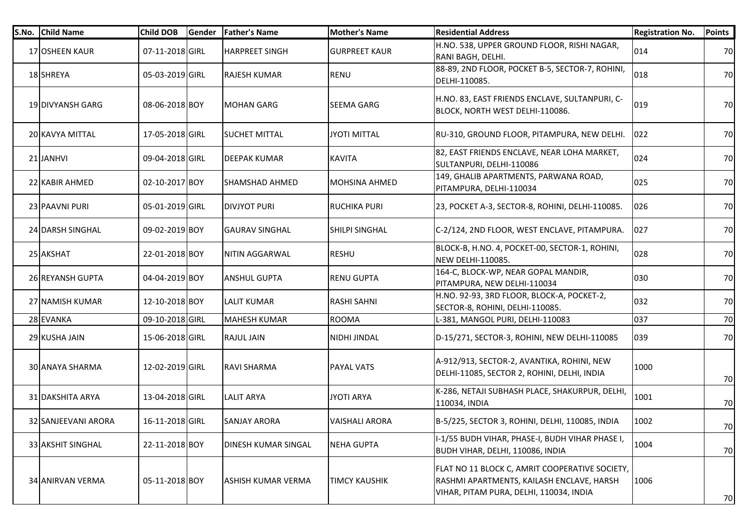| S.No. | Child Name | Child DOB | Gender | Father's Name | Mother's Name | Residential Address | Registration No. | Points |
|---|---|---|---|---|---|---|---|---|
| 17 | OSHEEN KAUR | 07-11-2018 | GIRL | HARPREET SINGH | GURPREET KAUR | H.NO. 538, UPPER GROUND FLOOR, RISHI NAGAR, RANI BAGH, DELHI. | 014 | 70 |
| 18 | SHREYA | 05-03-2019 | GIRL | RAJESH KUMAR | RENU | 88-89, 2ND FLOOR, POCKET B-5, SECTOR-7, ROHINI, DELHI-110085. | 018 | 70 |
| 19 | DIVYANSH GARG | 08-06-2018 | BOY | MOHAN GARG | SEEMA GARG | H.NO. 83, EAST FRIENDS ENCLAVE, SULTANPURI, C-BLOCK, NORTH WEST DELHI-110086. | 019 | 70 |
| 20 | KAVYA MITTAL | 17-05-2018 | GIRL | SUCHET MITTAL | JYOTI MITTAL | RU-310, GROUND FLOOR, PITAMPURA, NEW DELHI. | 022 | 70 |
| 21 | JANHVI | 09-04-2018 | GIRL | DEEPAK KUMAR | KAVITA | 82, EAST FRIENDS ENCLAVE, NEAR LOHA MARKET, SULTANPURI, DELHI-110086 | 024 | 70 |
| 22 | KABIR AHMED | 02-10-2017 | BOY | SHAMSHAD AHMED | MOHSINA AHMED | 149, GHALIB APARTMENTS, PARWANA ROAD, PITAMPURA, DELHI-110034 | 025 | 70 |
| 23 | PAAVNI PURI | 05-01-2019 | GIRL | DIVJYOT PURI | RUCHIKA PURI | 23, POCKET A-3, SECTOR-8, ROHINI, DELHI-110085. | 026 | 70 |
| 24 | DARSH SINGHAL | 09-02-2019 | BOY | GAURAV SINGHAL | SHILPI SINGHAL | C-2/124, 2ND FLOOR, WEST ENCLAVE, PITAMPURA. | 027 | 70 |
| 25 | AKSHAT | 22-01-2018 | BOY | NITIN AGGARWAL | RESHU | BLOCK-B, H.NO. 4, POCKET-00, SECTOR-1, ROHINI, NEW DELHI-110085. | 028 | 70 |
| 26 | REYANSH GUPTA | 04-04-2019 | BOY | ANSHUL GUPTA | RENU GUPTA | 164-C, BLOCK-WP, NEAR GOPAL MANDIR, PITAMPURA, NEW DELHI-110034 | 030 | 70 |
| 27 | NAMISH KUMAR | 12-10-2018 | BOY | LALIT KUMAR | RASHI SAHNI | H.NO. 92-93, 3RD FLOOR, BLOCK-A, POCKET-2, SECTOR-8, ROHINI, DELHI-110085. | 032 | 70 |
| 28 | EVANKA | 09-10-2018 | GIRL | MAHESH KUMAR | ROOMA | L-381, MANGOL PURI, DELHI-110083 | 037 | 70 |
| 29 | KUSHA JAIN | 15-06-2018 | GIRL | RAJUL JAIN | NIDHI JINDAL | D-15/271, SECTOR-3, ROHINI, NEW DELHI-110085 | 039 | 70 |
| 30 | ANAYA SHARMA | 12-02-2019 | GIRL | RAVI SHARMA | PAYAL VATS | A-912/913, SECTOR-2, AVANTIKA, ROHINI, NEW DELHI-11085, SECTOR 2, ROHINI, DELHI, INDIA | 1000 | 70 |
| 31 | DAKSHITA ARYA | 13-04-2018 | GIRL | LALIT ARYA | JYOTI ARYA | K-286, NETAJI SUBHASH PLACE, SHAKURPUR, DELHI, 110034, INDIA | 1001 | 70 |
| 32 | SANJEEVANI ARORA | 16-11-2018 | GIRL | SANJAY ARORA | VAISHALI ARORA | B-5/225, SECTOR 3, ROHINI, DELHI, 110085, INDIA | 1002 | 70 |
| 33 | AKSHIT SINGHAL | 22-11-2018 | BOY | DINESH KUMAR SINGAL | NEHA GUPTA | I-1/55 BUDH VIHAR, PHASE-I, BUDH VIHAR PHASE I, BUDH VIHAR, DELHI, 110086, INDIA | 1004 | 70 |
| 34 | ANIRVAN VERMA | 05-11-2018 | BOY | ASHISH KUMAR VERMA | TIMCY KAUSHIK | FLAT NO 11 BLOCK C, AMRIT COOPERATIVE SOCIETY, RASHMI APARTMENTS, KAILASH ENCLAVE, HARSH VIHAR, PITAM PURA, DELHI, 110034, INDIA | 1006 | 70 |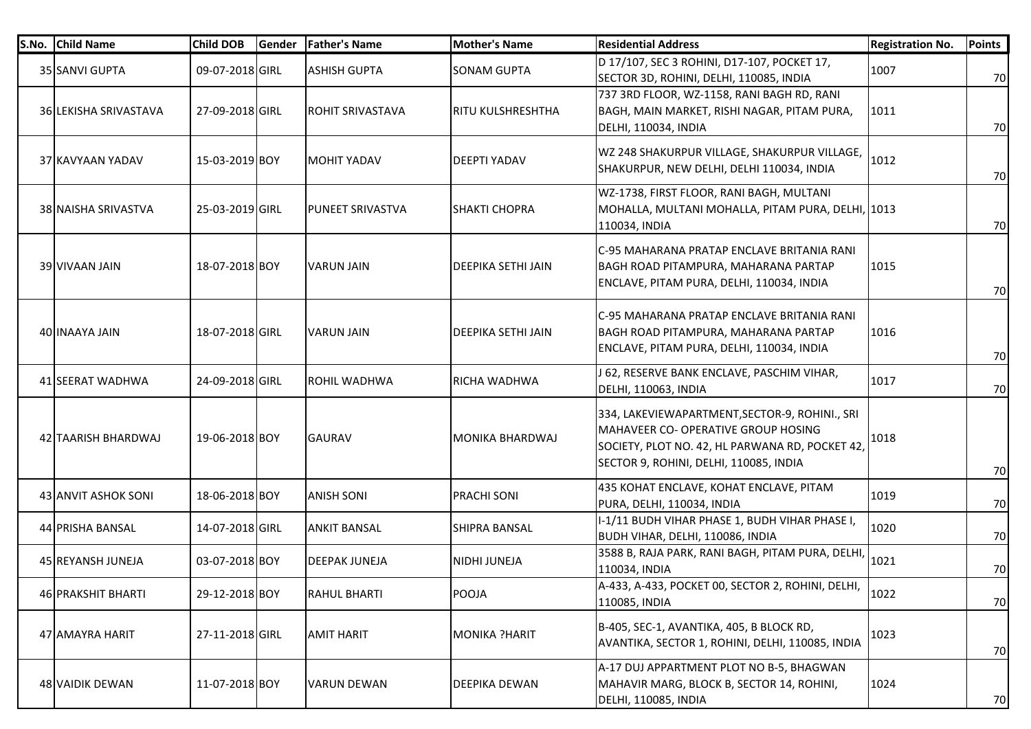| S.No. | Child Name | Child DOB | Gender | Father's Name | Mother's Name | Residential Address | Registration No. | Points |
|---|---|---|---|---|---|---|---|---|
| 35 | SANVI GUPTA | 09-07-2018 | GIRL | ASHISH GUPTA | SONAM GUPTA | D 17/107, SEC 3 ROHINI, D17-107, POCKET 17, SECTOR 3D, ROHINI, DELHI, 110085, INDIA | 1007 | 70 |
| 36 | LEKISHA SRIVASTAVA | 27-09-2018 | GIRL | ROHIT SRIVASTAVA | RITU KULSHRESHTHA | 737 3RD FLOOR, WZ-1158, RANI BAGH RD, RANI BAGH, MAIN MARKET, RISHI NAGAR, PITAM PURA, DELHI, 110034, INDIA | 1011 | 70 |
| 37 | KAVYAAN YADAV | 15-03-2019 | BOY | MOHIT YADAV | DEEPTI YADAV | WZ 248 SHAKURPUR VILLAGE, SHAKURPUR VILLAGE, SHAKURPUR, NEW DELHI, DELHI 110034, INDIA | 1012 | 70 |
| 38 | NAISHA SRIVASTVA | 25-03-2019 | GIRL | PUNEET SRIVASTVA | SHAKTI CHOPRA | WZ-1738, FIRST FLOOR, RANI BAGH, MULTANI MOHALLA, MULTANI MOHALLA, PITAM PURA, DELHI, 110034, INDIA | 1013 | 70 |
| 39 | VIVAAN JAIN | 18-07-2018 | BOY | VARUN JAIN | DEEPIKA SETHI JAIN | C-95 MAHARANA PRATAP ENCLAVE BRITANIA RANI BAGH ROAD PITAMPURA, MAHARANA PARTAP ENCLAVE, PITAM PURA, DELHI, 110034, INDIA | 1015 | 70 |
| 40 | INAAYA JAIN | 18-07-2018 | GIRL | VARUN JAIN | DEEPIKA SETHI JAIN | C-95 MAHARANA PRATAP ENCLAVE BRITANIA RANI BAGH ROAD PITAMPURA, MAHARANA PARTAP ENCLAVE, PITAM PURA, DELHI, 110034, INDIA | 1016 | 70 |
| 41 | SEERAT WADHWA | 24-09-2018 | GIRL | ROHIL WADHWA | RICHA WADHWA | J 62, RESERVE BANK ENCLAVE, PASCHIM VIHAR, DELHI, 110063, INDIA | 1017 | 70 |
| 42 | TAARISH BHARDWAJ | 19-06-2018 | BOY | GAURAV | MONIKA BHARDWAJ | 334, LAKEVIEWAPARTMENT,SECTOR-9, ROHINI., SRI MAHAVEER CO- OPERATIVE GROUP HOSING SOCIETY, PLOT NO. 42, HL PARWANA RD, POCKET 42, SECTOR 9, ROHINI, DELHI, 110085, INDIA | 1018 | 70 |
| 43 | ANVIT ASHOK SONI | 18-06-2018 | BOY | ANISH SONI | PRACHI SONI | 435 KOHAT ENCLAVE, KOHAT ENCLAVE, PITAM PURA, DELHI, 110034, INDIA | 1019 | 70 |
| 44 | PRISHA BANSAL | 14-07-2018 | GIRL | ANKIT BANSAL | SHIPRA BANSAL | I-1/11 BUDH VIHAR PHASE 1, BUDH VIHAR PHASE I, BUDH VIHAR, DELHI, 110086, INDIA | 1020 | 70 |
| 45 | REYANSH JUNEJA | 03-07-2018 | BOY | DEEPAK JUNEJA | NIDHI JUNEJA | 3588 B, RAJA PARK, RANI BAGH, PITAM PURA, DELHI, 110034, INDIA | 1021 | 70 |
| 46 | PRAKSHIT BHARTI | 29-12-2018 | BOY | RAHUL BHARTI | POOJA | A-433, A-433, POCKET 00, SECTOR 2, ROHINI, DELHI, 110085, INDIA | 1022 | 70 |
| 47 | AMAYRA HARIT | 27-11-2018 | GIRL | AMIT HARIT | MONIKA ?HARIT | B-405, SEC-1, AVANTIKA, 405, B BLOCK RD, AVANTIKA, SECTOR 1, ROHINI, DELHI, 110085, INDIA | 1023 | 70 |
| 48 | VAIDIK DEWAN | 11-07-2018 | BOY | VARUN DEWAN | DEEPIKA DEWAN | A-17 DUJ APPARTMENT PLOT NO B-5, BHAGWAN MAHAVIR MARG, BLOCK B, SECTOR 14, ROHINI, DELHI, 110085, INDIA | 1024 | 70 |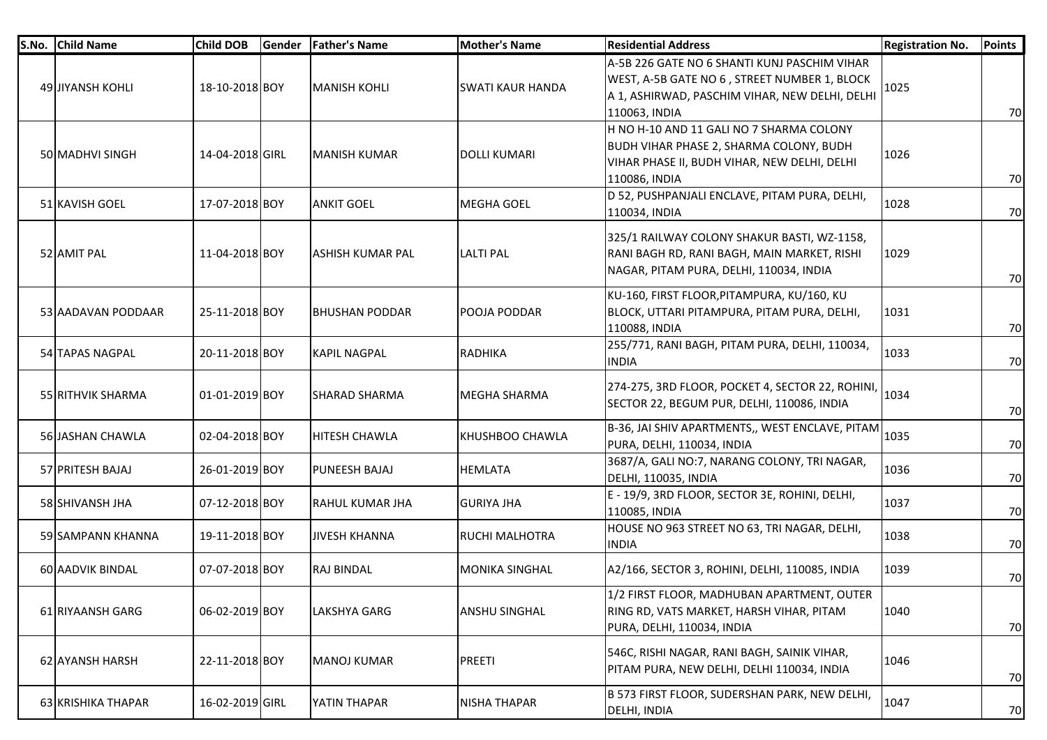| S.No. | Child Name | Child DOB | Gender | Father's Name | Mother's Name | Residential Address | Registration No. | Points |
|---|---|---|---|---|---|---|---|---|
| 49 | JIYANSH KOHLI | 18-10-2018 | BOY | MANISH KOHLI | SWATI KAUR HANDA | A-5B 226 GATE NO 6 SHANTI KUNJ PASCHIM VIHAR WEST, A-5B GATE NO 6 , STREET NUMBER 1, BLOCK A 1, ASHIRWAD, PASCHIM VIHAR, NEW DELHI, DELHI 110063, INDIA | 1025 | 70 |
| 50 | MADHVI SINGH | 14-04-2018 | GIRL | MANISH KUMAR | DOLLI KUMARI | H NO H-10 AND 11 GALI NO 7 SHARMA COLONY BUDH VIHAR PHASE 2, SHARMA COLONY, BUDH VIHAR PHASE II, BUDH VIHAR, NEW DELHI, DELHI 110086, INDIA | 1026 | 70 |
| 51 | KAVISH GOEL | 17-07-2018 | BOY | ANKIT GOEL | MEGHA GOEL | D 52, PUSHPANJALI ENCLAVE, PITAM PURA, DELHI, 110034, INDIA | 1028 | 70 |
| 52 | AMIT PAL | 11-04-2018 | BOY | ASHISH KUMAR PAL | LALTI PAL | 325/1 RAILWAY COLONY SHAKUR BASTI, WZ-1158, RANI BAGH RD, RANI BAGH, MAIN MARKET, RISHI NAGAR, PITAM PURA, DELHI, 110034, INDIA | 1029 | 70 |
| 53 | AADAVAN PODDAAR | 25-11-2018 | BOY | BHUSHAN PODDAR | POOJA PODDAR | KU-160, FIRST FLOOR,PITAMPURA, KU/160, KU BLOCK, UTTARI PITAMPURA, PITAM PURA, DELHI, 110088, INDIA | 1031 | 70 |
| 54 | TAPAS NAGPAL | 20-11-2018 | BOY | KAPIL NAGPAL | RADHIKA | 255/771, RANI BAGH, PITAM PURA, DELHI, 110034, INDIA | 1033 | 70 |
| 55 | RITHVIK SHARMA | 01-01-2019 | BOY | SHARAD SHARMA | MEGHA SHARMA | 274-275, 3RD FLOOR, POCKET 4, SECTOR 22, ROHINI, SECTOR 22, BEGUM PUR, DELHI, 110086, INDIA | 1034 | 70 |
| 56 | JASHAN CHAWLA | 02-04-2018 | BOY | HITESH CHAWLA | KHUSHBOO CHAWLA | B-36, JAI SHIV APARTMENTS,, WEST ENCLAVE, PITAM PURA, DELHI, 110034, INDIA | 1035 | 70 |
| 57 | PRITESH BAJAJ | 26-01-2019 | BOY | PUNEESH BAJAJ | HEMLATA | 3687/A, GALI NO:7, NARANG COLONY, TRI NAGAR, DELHI, 110035, INDIA | 1036 | 70 |
| 58 | SHIVANSH JHA | 07-12-2018 | BOY | RAHUL KUMAR JHA | GURIYA JHA | E - 19/9, 3RD FLOOR, SECTOR 3E, ROHINI, DELHI, 110085, INDIA | 1037 | 70 |
| 59 | SAMPANN KHANNA | 19-11-2018 | BOY | JIVESH KHANNA | RUCHI MALHOTRA | HOUSE NO 963 STREET NO 63, TRI NAGAR, DELHI, INDIA | 1038 | 70 |
| 60 | AADVIK BINDAL | 07-07-2018 | BOY | RAJ BINDAL | MONIKA SINGHAL | A2/166, SECTOR 3, ROHINI, DELHI, 110085, INDIA | 1039 | 70 |
| 61 | RIYAANSH GARG | 06-02-2019 | BOY | LAKSHYA GARG | ANSHU SINGHAL | 1/2 FIRST FLOOR, MADHUBAN APARTMENT, OUTER RING RD, VATS MARKET, HARSH VIHAR, PITAM PURA, DELHI, 110034, INDIA | 1040 | 70 |
| 62 | AYANSH HARSH | 22-11-2018 | BOY | MANOJ KUMAR | PREETI | 546C, RISHI NAGAR, RANI BAGH, SAINIK VIHAR, PITAM PURA, NEW DELHI, DELHI 110034, INDIA | 1046 | 70 |
| 63 | KRISHIKA THAPAR | 16-02-2019 | GIRL | YATIN THAPAR | NISHA THAPAR | B 573 FIRST FLOOR, SUDERSHAN PARK, NEW DELHI, DELHI, INDIA | 1047 | 70 |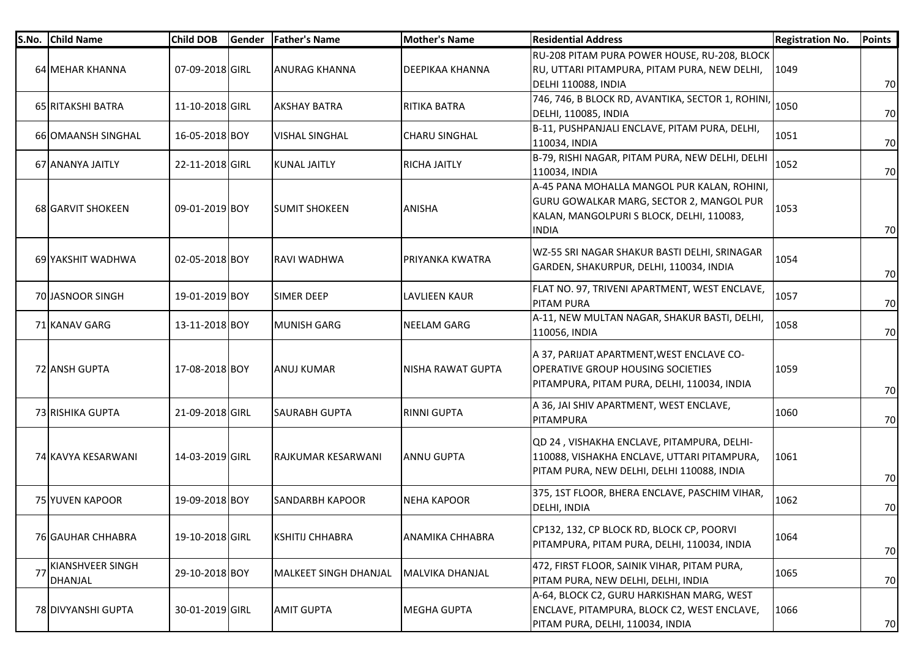| S.No. | Child Name | Child DOB | Gender | Father's Name | Mother's Name | Residential Address | Registration No. | Points |
|---|---|---|---|---|---|---|---|---|
| 64 | MEHAR KHANNA | 07-09-2018 | GIRL | ANURAG KHANNA | DEEPIKAA KHANNA | RU-208 PITAM PURA POWER HOUSE, RU-208, BLOCK RU, UTTARI PITAMPURA, PITAM PURA, NEW DELHI, DELHI 110088, INDIA | 1049 | 70 |
| 65 | RITAKSHI BATRA | 11-10-2018 | GIRL | AKSHAY BATRA | RITIKA BATRA | 746, 746, B BLOCK RD, AVANTIKA, SECTOR 1, ROHINI, DELHI, 110085, INDIA | 1050 | 70 |
| 66 | OMAANSH SINGHAL | 16-05-2018 | BOY | VISHAL SINGHAL | CHARU SINGHAL | B-11, PUSHPANJALI ENCLAVE, PITAM PURA, DELHI, 110034, INDIA | 1051 | 70 |
| 67 | ANANYA JAITLY | 22-11-2018 | GIRL | KUNAL JAITLY | RICHA JAITLY | B-79, RISHI NAGAR, PITAM PURA, NEW DELHI, DELHI 110034, INDIA | 1052 | 70 |
| 68 | GARVIT SHOKEEN | 09-01-2019 | BOY | SUMIT SHOKEEN | ANISHA | A-45 PANA MOHALLA MANGOL PUR KALAN, ROHINI, GURU GOWALKAR MARG, SECTOR 2, MANGOL PUR KALAN, MANGOLPURI S BLOCK, DELHI, 110083, INDIA | 1053 | 70 |
| 69 | YAKSHIT WADHWA | 02-05-2018 | BOY | RAVI WADHWA | PRIYANKA KWATRA | WZ-55 SRI NAGAR SHAKUR BASTI DELHI, SRINAGAR GARDEN, SHAKURPUR, DELHI, 110034, INDIA | 1054 | 70 |
| 70 | JASNOOR SINGH | 19-01-2019 | BOY | SIMER DEEP | LAVLIEEN KAUR | FLAT NO. 97, TRIVENI APARTMENT, WEST ENCLAVE, PITAM PURA | 1057 | 70 |
| 71 | KANAV GARG | 13-11-2018 | BOY | MUNISH GARG | NEELAM GARG | A-11, NEW MULTAN NAGAR, SHAKUR BASTI, DELHI, 110056, INDIA | 1058 | 70 |
| 72 | ANSH GUPTA | 17-08-2018 | BOY | ANUJ KUMAR | NISHA RAWAT GUPTA | A 37, PARIJAT APARTMENT,WEST ENCLAVE CO-OPERATIVE GROUP HOUSING SOCIETIES PITAMPURA, PITAM PURA, DELHI, 110034, INDIA | 1059 | 70 |
| 73 | RISHIKA GUPTA | 21-09-2018 | GIRL | SAURABH GUPTA | RINNI GUPTA | A 36, JAI SHIV APARTMENT, WEST ENCLAVE, PITAMPURA | 1060 | 70 |
| 74 | KAVYA KESARWANI | 14-03-2019 | GIRL | RAJKUMAR KESARWANI | ANNU GUPTA | QD 24 , VISHAKHA ENCLAVE, PITAMPURA, DELHI-110088, VISHAKHA ENCLAVE, UTTARI PITAMPURA, PITAM PURA, NEW DELHI, DELHI 110088, INDIA | 1061 | 70 |
| 75 | YUVEN KAPOOR | 19-09-2018 | BOY | SANDARBH KAPOOR | NEHA KAPOOR | 375, 1ST FLOOR, BHERA ENCLAVE, PASCHIM VIHAR, DELHI, INDIA | 1062 | 70 |
| 76 | GAUHAR CHHABRA | 19-10-2018 | GIRL | KSHITIJ CHHABRA | ANAMIKA CHHABRA | CP132, 132, CP BLOCK RD, BLOCK CP, POORVI PITAMPURA, PITAM PURA, DELHI, 110034, INDIA | 1064 | 70 |
| 77 | KIANSHVEER SINGH DHANJAL | 29-10-2018 | BOY | MALKEET SINGH DHANJAL | MALVIKA DHANJAL | 472, FIRST FLOOR, SAINIK VIHAR, PITAM PURA, PITAM PURA, NEW DELHI, DELHI, INDIA | 1065 | 70 |
| 78 | DIVYANSHI GUPTA | 30-01-2019 | GIRL | AMIT GUPTA | MEGHA GUPTA | A-64, BLOCK C2, GURU HARKISHAN MARG, WEST ENCLAVE, PITAMPURA, BLOCK C2, WEST ENCLAVE, PITAM PURA, DELHI, 110034, INDIA | 1066 | 70 |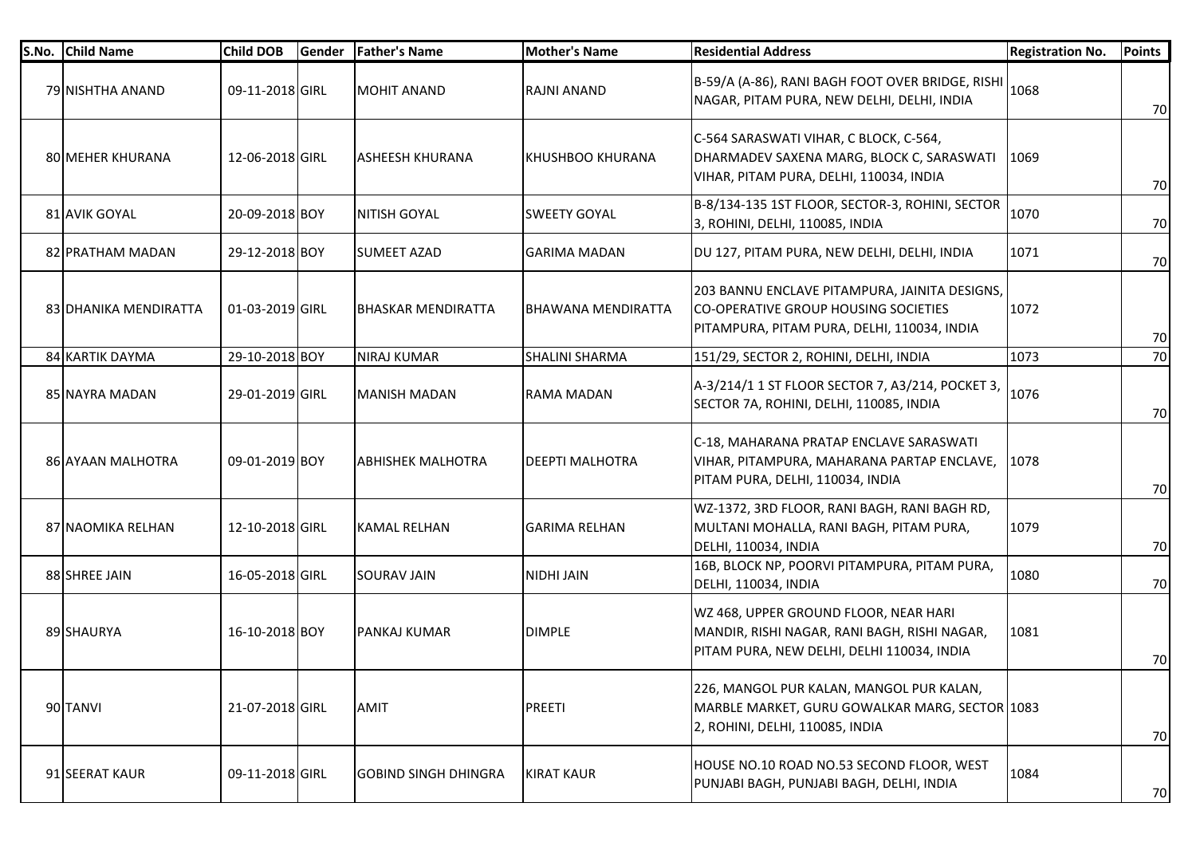| S.No. | Child Name | Child DOB | Gender | Father's Name | Mother's Name | Residential Address | Registration No. | Points |
|---|---|---|---|---|---|---|---|---|
| 79 | NISHTHA ANAND | 09-11-2018 | GIRL | MOHIT ANAND | RAJNI ANAND | B-59/A (A-86), RANI BAGH FOOT OVER BRIDGE, RISHI NAGAR, PITAM PURA, NEW DELHI, DELHI, INDIA | 1068 | 70 |
| 80 | MEHER KHURANA | 12-06-2018 | GIRL | ASHEESH KHURANA | KHUSHBOO KHURANA | C-564 SARASWATI VIHAR, C BLOCK, C-564, DHARMADEV SAXENA MARG, BLOCK C, SARASWATI VIHAR, PITAM PURA, DELHI, 110034, INDIA | 1069 | 70 |
| 81 | AVIK GOYAL | 20-09-2018 | BOY | NITISH GOYAL | SWEETY GOYAL | B-8/134-135 1ST FLOOR, SECTOR-3, ROHINI, SECTOR 3, ROHINI, DELHI, 110085, INDIA | 1070 | 70 |
| 82 | PRATHAM MADAN | 29-12-2018 | BOY | SUMEET AZAD | GARIMA MADAN | DU 127, PITAM PURA, NEW DELHI, DELHI, INDIA | 1071 | 70 |
| 83 | DHANIKA MENDIRATTA | 01-03-2019 | GIRL | BHASKAR MENDIRATTA | BHAWANA MENDIRATTA | 203 BANNU ENCLAVE PITAMPURA, JAINITA DESIGNS, CO-OPERATIVE GROUP HOUSING SOCIETIES PITAMPURA, PITAM PURA, DELHI, 110034, INDIA | 1072 | 70 |
| 84 | KARTIK DAYMA | 29-10-2018 | BOY | NIRAJ KUMAR | SHALINI SHARMA | 151/29, SECTOR 2, ROHINI, DELHI, INDIA | 1073 | 70 |
| 85 | NAYRA MADAN | 29-01-2019 | GIRL | MANISH MADAN | RAMA MADAN | A-3/214/1 1 ST FLOOR SECTOR 7, A3/214, POCKET 3, SECTOR 7A, ROHINI, DELHI, 110085, INDIA | 1076 | 70 |
| 86 | AYAAN MALHOTRA | 09-01-2019 | BOY | ABHISHEK MALHOTRA | DEEPTI MALHOTRA | C-18, MAHARANA PRATAP ENCLAVE SARASWATI VIHAR, PITAMPURA, MAHARANA PARTAP ENCLAVE, PITAM PURA, DELHI, 110034, INDIA | 1078 | 70 |
| 87 | NAOMIKA RELHAN | 12-10-2018 | GIRL | KAMAL RELHAN | GARIMA RELHAN | WZ-1372, 3RD FLOOR, RANI BAGH, RANI BAGH RD, MULTANI MOHALLA, RANI BAGH, PITAM PURA, DELHI, 110034, INDIA | 1079 | 70 |
| 88 | SHREE JAIN | 16-05-2018 | GIRL | SOURAV JAIN | NIDHI JAIN | 16B, BLOCK NP, POORVI PITAMPURA, PITAM PURA, DELHI, 110034, INDIA | 1080 | 70 |
| 89 | SHAURYA | 16-10-2018 | BOY | PANKAJ KUMAR | DIMPLE | WZ 468, UPPER GROUND FLOOR, NEAR HARI MANDIR, RISHI NAGAR, RANI BAGH, RISHI NAGAR, PITAM PURA, NEW DELHI, DELHI 110034, INDIA | 1081 | 70 |
| 90 | TANVI | 21-07-2018 | GIRL | AMIT | PREETI | 226, MANGOL PUR KALAN, MANGOL PUR KALAN, MARBLE MARKET, GURU GOWALKAR MARG, SECTOR 2, ROHINI, DELHI, 110085, INDIA | 1083 | 70 |
| 91 | SEERAT KAUR | 09-11-2018 | GIRL | GOBIND SINGH DHINGRA | KIRAT KAUR | HOUSE NO.10 ROAD NO.53 SECOND FLOOR, WEST PUNJABI BAGH, PUNJABI BAGH, DELHI, INDIA | 1084 | 70 |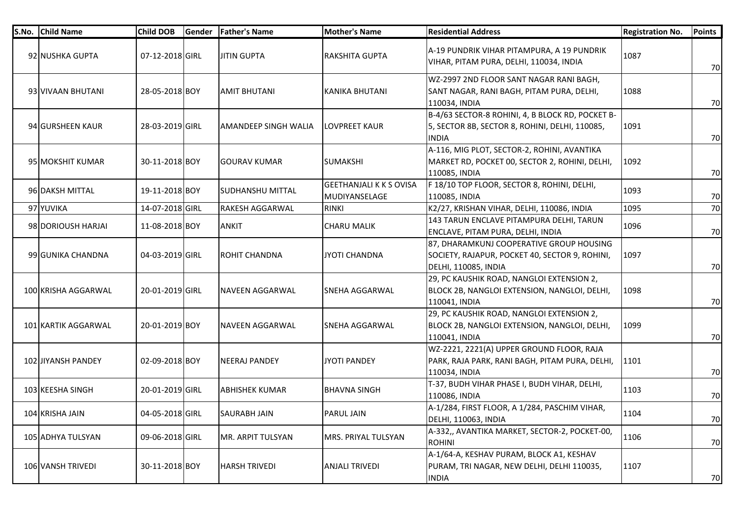| S.No. | Child Name | Child DOB | Gender | Father's Name | Mother's Name | Residential Address | Registration No. | Points |
|---|---|---|---|---|---|---|---|---|
| 92 | NUSHKA GUPTA | 07-12-2018 | GIRL | JITIN GUPTA | RAKSHITA GUPTA | A-19 PUNDRIK VIHAR PITAMPURA, A 19 PUNDRIK VIHAR, PITAM PURA, DELHI, 110034, INDIA | 1087 | 70 |
| 93 | VIVAAN BHUTANI | 28-05-2018 | BOY | AMIT BHUTANI | KANIKA BHUTANI | WZ-2997 2ND FLOOR SANT NAGAR RANI BAGH, SANT NAGAR, RANI BAGH, PITAM PURA, DELHI, 110034, INDIA | 1088 | 70 |
| 94 | GURSHEEN KAUR | 28-03-2019 | GIRL | AMANDEEP SINGH WALIA | LOVPREET KAUR | B-4/63 SECTOR-8 ROHINI, 4, B BLOCK RD, POCKET B-5, SECTOR 8B, SECTOR 8, ROHINI, DELHI, 110085, INDIA | 1091 | 70 |
| 95 | MOKSHIT KUMAR | 30-11-2018 | BOY | GOURAV KUMAR | SUMAKSHI | A-116, MIG PLOT, SECTOR-2, ROHINI, AVANTIKA MARKET RD, POCKET 00, SECTOR 2, ROHINI, DELHI, 110085, INDIA | 1092 | 70 |
| 96 | DAKSH MITTAL | 19-11-2018 | BOY | SUDHANSHU MITTAL | GEETHANJALI K K S OVISA MUDIYANSELAGE | F 18/10 TOP FLOOR, SECTOR 8, ROHINI, DELHI, 110085, INDIA | 1093 | 70 |
| 97 | YUVIKA | 14-07-2018 | GIRL | RAKESH AGGARWAL | RINKI | K2/27, KRISHAN VIHAR, DELHI, 110086, INDIA | 1095 | 70 |
| 98 | DORIOUSH HARJAI | 11-08-2018 | BOY | ANKIT | CHARU MALIK | 143 TARUN ENCLAVE PITAMPURA DELHI, TARUN ENCLAVE, PITAM PURA, DELHI, INDIA | 1096 | 70 |
| 99 | GUNIKA CHANDNA | 04-03-2019 | GIRL | ROHIT CHANDNA | JYOTI CHANDNA | 87, DHARAMKUNJ COOPERATIVE GROUP HOUSING SOCIETY, RAJAPUR, POCKET 40, SECTOR 9, ROHINI, DELHI, 110085, INDIA | 1097 | 70 |
| 100 | KRISHA AGGARWAL | 20-01-2019 | GIRL | NAVEEN AGGARWAL | SNEHA AGGARWAL | 29, PC KAUSHIK ROAD, NANGLOI EXTENSION 2, BLOCK 2B, NANGLOI EXTENSION, NANGLOI, DELHI, 110041, INDIA | 1098 | 70 |
| 101 | KARTIK AGGARWAL | 20-01-2019 | BOY | NAVEEN AGGARWAL | SNEHA AGGARWAL | 29, PC KAUSHIK ROAD, NANGLOI EXTENSION 2, BLOCK 2B, NANGLOI EXTENSION, NANGLOI, DELHI, 110041, INDIA | 1099 | 70 |
| 102 | JIYANSH PANDEY | 02-09-2018 | BOY | NEERAJ PANDEY | JYOTI PANDEY | WZ-2221, 2221(A) UPPER GROUND FLOOR, RAJA PARK, RAJA PARK, RANI BAGH, PITAM PURA, DELHI, 110034, INDIA | 1101 | 70 |
| 103 | KEESHA SINGH | 20-01-2019 | GIRL | ABHISHEK KUMAR | BHAVNA SINGH | T-37, BUDH VIHAR PHASE I, BUDH VIHAR, DELHI, 110086, INDIA | 1103 | 70 |
| 104 | KRISHA JAIN | 04-05-2018 | GIRL | SAURABH JAIN | PARUL JAIN | A-1/284, FIRST FLOOR, A 1/284, PASCHIM VIHAR, DELHI, 110063, INDIA | 1104 | 70 |
| 105 | ADHYA TULSYAN | 09-06-2018 | GIRL | MR. ARPIT TULSYAN | MRS. PRIYAL TULSYAN | A-332,, AVANTIKA MARKET, SECTOR-2, POCKET-00, ROHINI | 1106 | 70 |
| 106 | VANSH TRIVEDI | 30-11-2018 | BOY | HARSH TRIVEDI | ANJALI TRIVEDI | A-1/64-A, KESHAV PURAM, BLOCK A1, KESHAV PURAM, TRI NAGAR, NEW DELHI, DELHI 110035, INDIA | 1107 | 70 |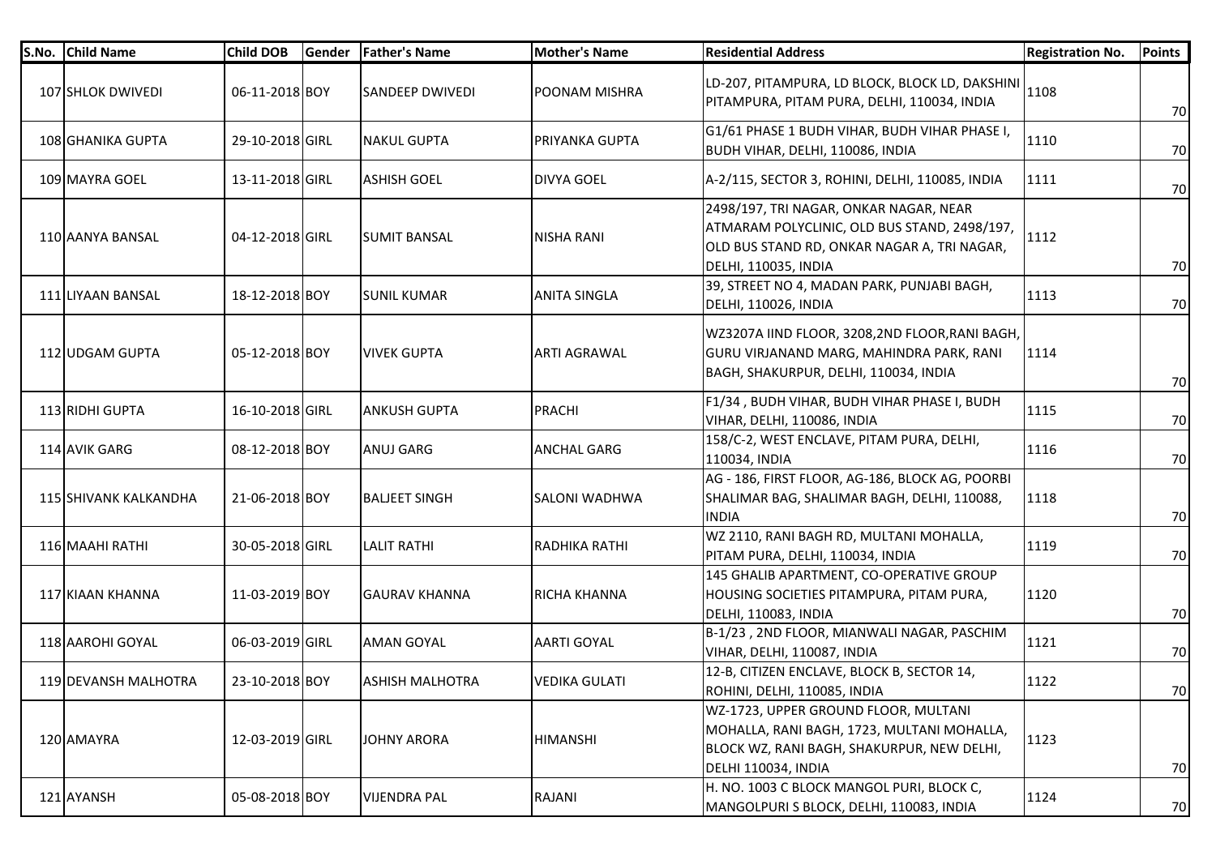| S.No. | Child Name | Child DOB | Gender | Father's Name | Mother's Name | Residential Address | Registration No. | Points |
|---|---|---|---|---|---|---|---|---|
| 107 | SHLOK DWIVEDI | 06-11-2018 | BOY | SANDEEP DWIVEDI | POONAM MISHRA | LD-207, PITAMPURA, LD BLOCK, BLOCK LD, DAKSHINI PITAMPURA, PITAM PURA, DELHI, 110034, INDIA | 1108 | 70 |
| 108 | GHANIKA GUPTA | 29-10-2018 | GIRL | NAKUL GUPTA | PRIYANKA GUPTA | G1/61 PHASE 1 BUDH VIHAR, BUDH VIHAR PHASE I, BUDH VIHAR, DELHI, 110086, INDIA | 1110 | 70 |
| 109 | MAYRA GOEL | 13-11-2018 | GIRL | ASHISH GOEL | DIVYA GOEL | A-2/115, SECTOR 3, ROHINI, DELHI, 110085, INDIA | 1111 | 70 |
| 110 | AANYA BANSAL | 04-12-2018 | GIRL | SUMIT BANSAL | NISHA RANI | 2498/197, TRI NAGAR, ONKAR NAGAR, NEAR ATMARAM POLYCLINIC, OLD BUS STAND, 2498/197, OLD BUS STAND RD, ONKAR NAGAR A, TRI NAGAR, DELHI, 110035, INDIA | 1112 | 70 |
| 111 | LIYAAN BANSAL | 18-12-2018 | BOY | SUNIL KUMAR | ANITA SINGLA | 39, STREET NO 4, MADAN PARK, PUNJABI BAGH, DELHI, 110026, INDIA | 1113 | 70 |
| 112 | UDGAM GUPTA | 05-12-2018 | BOY | VIVEK GUPTA | ARTI AGRAWAL | WZ3207A IIND FLOOR, 3208,2ND FLOOR,RANI BAGH, GURU VIRJANAND MARG, MAHINDRA PARK, RANI BAGH, SHAKURPUR, DELHI, 110034, INDIA | 1114 | 70 |
| 113 | RIDHI GUPTA | 16-10-2018 | GIRL | ANKUSH GUPTA | PRACHI | F1/34 , BUDH VIHAR, BUDH VIHAR PHASE I, BUDH VIHAR, DELHI, 110086, INDIA | 1115 | 70 |
| 114 | AVIK GARG | 08-12-2018 | BOY | ANUJ GARG | ANCHAL GARG | 158/C-2, WEST ENCLAVE, PITAM PURA, DELHI, 110034, INDIA | 1116 | 70 |
| 115 | SHIVANK KALKANDHA | 21-06-2018 | BOY | BALJEET SINGH | SALONI WADHWA | AG - 186, FIRST FLOOR, AG-186, BLOCK AG, POORBI SHALIMAR BAG, SHALIMAR BAGH, DELHI, 110088, INDIA | 1118 | 70 |
| 116 | MAAHI RATHI | 30-05-2018 | GIRL | LALIT RATHI | RADHIKA RATHI | WZ 2110, RANI BAGH RD, MULTANI MOHALLA, PITAM PURA, DELHI, 110034, INDIA | 1119 | 70 |
| 117 | KIAAN KHANNA | 11-03-2019 | BOY | GAURAV KHANNA | RICHA KHANNA | 145 GHALIB APARTMENT, CO-OPERATIVE GROUP HOUSING SOCIETIES PITAMPURA, PITAM PURA, DELHI, 110083, INDIA | 1120 | 70 |
| 118 | AAROHI GOYAL | 06-03-2019 | GIRL | AMAN GOYAL | AARTI GOYAL | B-1/23 , 2ND FLOOR, MIANWALI NAGAR, PASCHIM VIHAR, DELHI, 110087, INDIA | 1121 | 70 |
| 119 | DEVANSH MALHOTRA | 23-10-2018 | BOY | ASHISH MALHOTRA | VEDIKA GULATI | 12-B, CITIZEN ENCLAVE, BLOCK B, SECTOR 14, ROHINI, DELHI, 110085, INDIA | 1122 | 70 |
| 120 | AMAYRA | 12-03-2019 | GIRL | JOHNY ARORA | HIMANSHI | WZ-1723, UPPER GROUND FLOOR, MULTANI MOHALLA, RANI BAGH, 1723, MULTANI MOHALLA, BLOCK WZ, RANI BAGH, SHAKURPUR, NEW DELHI, DELHI 110034, INDIA | 1123 | 70 |
| 121 | AYANSH | 05-08-2018 | BOY | VIJENDRA PAL | RAJANI | H. NO. 1003 C BLOCK MANGOL PURI, BLOCK C, MANGOLPURI S BLOCK, DELHI, 110083, INDIA | 1124 | 70 |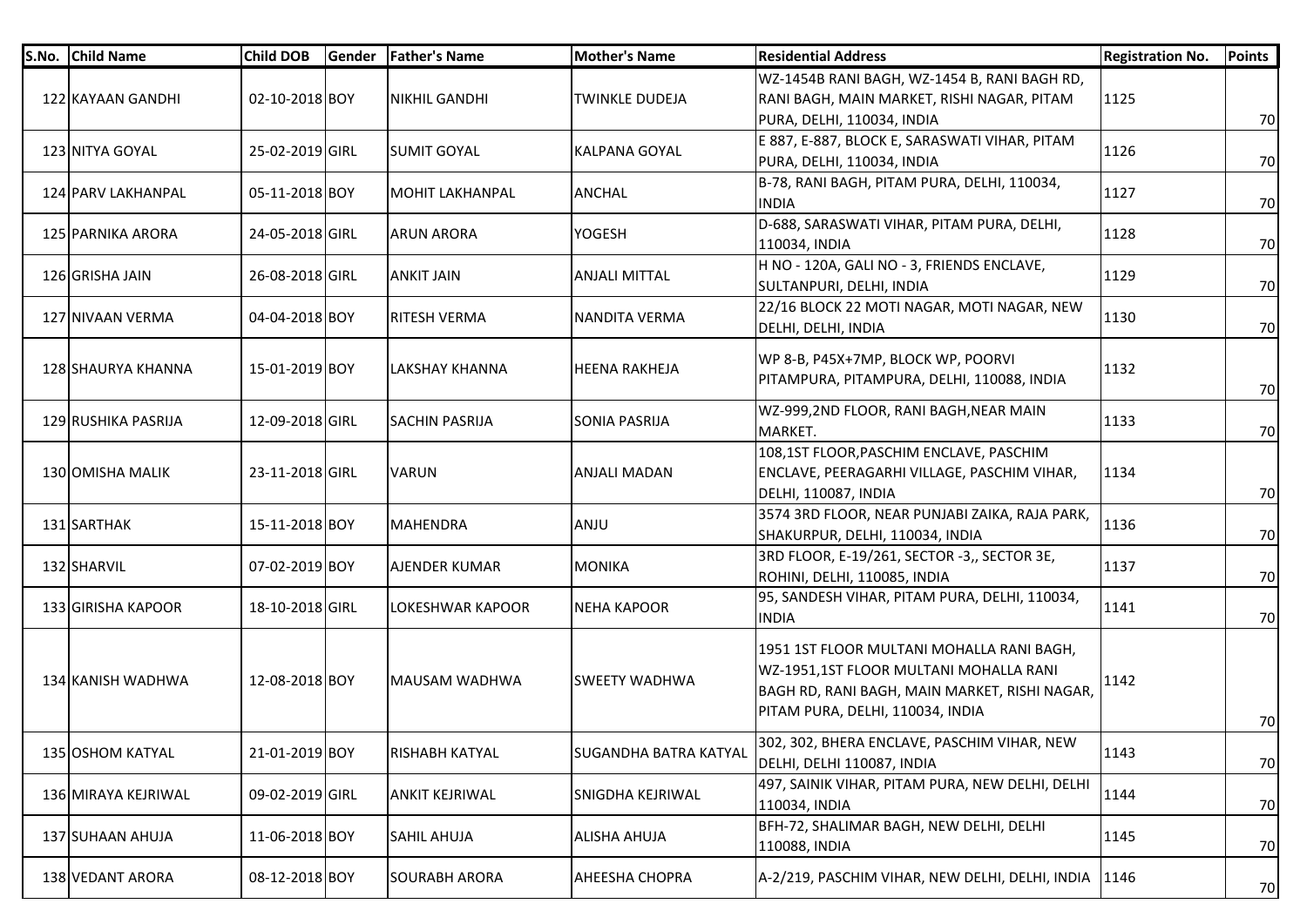| S.No. | Child Name | Child DOB | Gender | Father's Name | Mother's Name | Residential Address | Registration No. | Points |
|---|---|---|---|---|---|---|---|---|
| 122 | KAYAAN GANDHI | 02-10-2018 | BOY | NIKHIL GANDHI | TWINKLE DUDEJA | WZ-1454B RANI BAGH, WZ-1454 B, RANI BAGH RD, RANI BAGH, MAIN MARKET, RISHI NAGAR, PITAM PURA, DELHI, 110034, INDIA | 1125 | 70 |
| 123 | NITYA GOYAL | 25-02-2019 | GIRL | SUMIT GOYAL | KALPANA GOYAL | E 887, E-887, BLOCK E, SARASWATI VIHAR, PITAM PURA, DELHI, 110034, INDIA | 1126 | 70 |
| 124 | PARV LAKHANPAL | 05-11-2018 | BOY | MOHIT LAKHANPAL | ANCHAL | B-78, RANI BAGH, PITAM PURA, DELHI, 110034, INDIA | 1127 | 70 |
| 125 | PARNIKA ARORA | 24-05-2018 | GIRL | ARUN ARORA | YOGESH | D-688, SARASWATI VIHAR, PITAM PURA, DELHI, 110034, INDIA | 1128 | 70 |
| 126 | GRISHA JAIN | 26-08-2018 | GIRL | ANKIT JAIN | ANJALI MITTAL | H NO - 120A, GALI NO - 3, FRIENDS ENCLAVE, SULTANPURI, DELHI, INDIA | 1129 | 70 |
| 127 | NIVAAN VERMA | 04-04-2018 | BOY | RITESH VERMA | NANDITA VERMA | 22/16 BLOCK 22 MOTI NAGAR, MOTI NAGAR, NEW DELHI, DELHI, INDIA | 1130 | 70 |
| 128 | SHAURYA KHANNA | 15-01-2019 | BOY | LAKSHAY KHANNA | HEENA RAKHEJA | WP 8-B, P45X+7MP, BLOCK WP, POORVI PITAMPURA, PITAMPURA, DELHI, 110088, INDIA | 1132 | 70 |
| 129 | RUSHIKA PASRIJA | 12-09-2018 | GIRL | SACHIN PASRIJA | SONIA PASRIJA | WZ-999,2ND FLOOR, RANI BAGH,NEAR MAIN MARKET. | 1133 | 70 |
| 130 | OMISHA MALIK | 23-11-2018 | GIRL | VARUN | ANJALI MADAN | 108,1ST FLOOR,PASCHIM ENCLAVE, PASCHIM ENCLAVE, PEERAGARHI VILLAGE, PASCHIM VIHAR, DELHI, 110087, INDIA | 1134 | 70 |
| 131 | SARTHAK | 15-11-2018 | BOY | MAHENDRA | ANJU | 3574 3RD FLOOR, NEAR PUNJABI ZAIKA, RAJA PARK, SHAKURPUR, DELHI, 110034, INDIA | 1136 | 70 |
| 132 | SHARVIL | 07-02-2019 | BOY | AJENDER KUMAR | MONIKA | 3RD FLOOR, E-19/261, SECTOR -3,, SECTOR 3E, ROHINI, DELHI, 110085, INDIA | 1137 | 70 |
| 133 | GIRISHA KAPOOR | 18-10-2018 | GIRL | LOKESHWAR KAPOOR | NEHA KAPOOR | 95, SANDESH VIHAR, PITAM PURA, DELHI, 110034, INDIA | 1141 | 70 |
| 134 | KANISH WADHWA | 12-08-2018 | BOY | MAUSAM WADHWA | SWEETY WADHWA | 1951 1ST FLOOR MULTANI MOHALLA RANI BAGH, WZ-1951,1ST FLOOR MULTANI MOHALLA RANI BAGH RD, RANI BAGH, MAIN MARKET, RISHI NAGAR, PITAM PURA, DELHI, 110034, INDIA | 1142 | 70 |
| 135 | OSHOM KATYAL | 21-01-2019 | BOY | RISHABH KATYAL | SUGANDHA BATRA KATYAL | 302, 302, BHERA ENCLAVE, PASCHIM VIHAR, NEW DELHI, DELHI 110087, INDIA | 1143 | 70 |
| 136 | MIRAYA KEJRIWAL | 09-02-2019 | GIRL | ANKIT KEJRIWAL | SNIGDHA KEJRIWAL | 497, SAINIK VIHAR, PITAM PURA, NEW DELHI, DELHI 110034, INDIA | 1144 | 70 |
| 137 | SUHAAN AHUJA | 11-06-2018 | BOY | SAHIL AHUJA | ALISHA AHUJA | BFH-72, SHALIMAR BAGH, NEW DELHI, DELHI 110088, INDIA | 1145 | 70 |
| 138 | VEDANT ARORA | 08-12-2018 | BOY | SOURABH ARORA | AHEESHA CHOPRA | A-2/219, PASCHIM VIHAR, NEW DELHI, DELHI, INDIA | 1146 | 70 |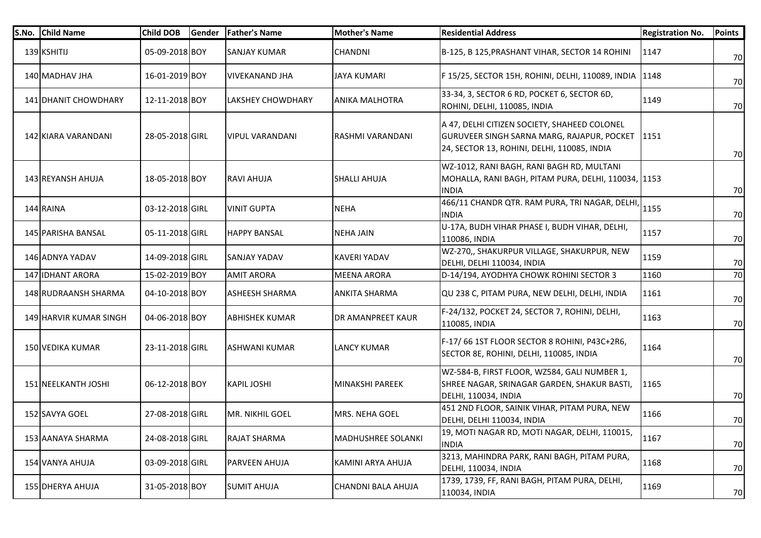| S.No. | Child Name | Child DOB | Gender | Father's Name | Mother's Name | Residential Address | Registration No. | Points |
|---|---|---|---|---|---|---|---|---|
| 139 | KSHITIJ | 05-09-2018 | BOY | SANJAY KUMAR | CHANDNI | B-125, B 125,PRASHANT VIHAR, SECTOR 14 ROHINI | 1147 | 70 |
| 140 | MADHAV JHA | 16-01-2019 | BOY | VIVEKANAND JHA | JAYA KUMARI | F 15/25, SECTOR 15H, ROHINI, DELHI, 110089, INDIA | 1148 | 70 |
| 141 | DHANIT CHOWDHARY | 12-11-2018 | BOY | LAKSHEY CHOWDHARY | ANIKA MALHOTRA | 33-34, 3, SECTOR 6 RD, POCKET 6, SECTOR 6D, ROHINI, DELHI, 110085, INDIA | 1149 | 70 |
| 142 | KIARA VARANDANI | 28-05-2018 | GIRL | VIPUL VARANDANI | RASHMI VARANDANI | A 47, DELHI CITIZEN SOCIETY, SHAHEED COLONEL GURUVEER SINGH SARNA MARG, RAJAPUR, POCKET 24, SECTOR 13, ROHINI, DELHI, 110085, INDIA | 1151 | 70 |
| 143 | REYANSH AHUJA | 18-05-2018 | BOY | RAVI AHUJA | SHALLI AHUJA | WZ-1012, RANI BAGH, RANI BAGH RD, MULTANI MOHALLA, RANI BAGH, PITAM PURA, DELHI, 110034, INDIA | 1153 | 70 |
| 144 | RAINA | 03-12-2018 | GIRL | VINIT GUPTA | NEHA | 466/11 CHANDR QTR. RAM PURA, TRI NAGAR, DELHI, INDIA | 1155 | 70 |
| 145 | PARISHA BANSAL | 05-11-2018 | GIRL | HAPPY BANSAL | NEHA JAIN | U-17A, BUDH VIHAR PHASE I, BUDH VIHAR, DELHI, 110086, INDIA | 1157 | 70 |
| 146 | ADNYA YADAV | 14-09-2018 | GIRL | SANJAY YADAV | KAVERI YADAV | WZ-270,, SHAKURPUR VILLAGE, SHAKURPUR, NEW DELHI, DELHI 110034, INDIA | 1159 | 70 |
| 147 | IDHANT ARORA | 15-02-2019 | BOY | AMIT ARORA | MEENA ARORA | D-14/194, AYODHYA CHOWK ROHINI SECTOR 3 | 1160 | 70 |
| 148 | RUDRAANSH SHARMA | 04-10-2018 | BOY | ASHEESH SHARMA | ANKITA SHARMA | QU 238 C, PITAM PURA, NEW DELHI, DELHI, INDIA | 1161 | 70 |
| 149 | HARVIR KUMAR SINGH | 04-06-2018 | BOY | ABHISHEK KUMAR | DR AMANPREET KAUR | F-24/132, POCKET 24, SECTOR 7, ROHINI, DELHI, 110085, INDIA | 1163 | 70 |
| 150 | VEDIKA KUMAR | 23-11-2018 | GIRL | ASHWANI KUMAR | LANCY KUMAR | F-17/ 66 1ST FLOOR SECTOR 8 ROHINI, P43C+2R6, SECTOR 8E, ROHINI, DELHI, 110085, INDIA | 1164 | 70 |
| 151 | NEELKANTH JOSHI | 06-12-2018 | BOY | KAPIL JOSHI | MINAKSHI PAREEK | WZ-584-B, FIRST FLOOR, WZ584, GALI NUMBER 1, SHREE NAGAR, SRINAGAR GARDEN, SHAKUR BASTI, DELHI, 110034, INDIA | 1165 | 70 |
| 152 | SAVYA GOEL | 27-08-2018 | GIRL | MR. NIKHIL GOEL | MRS. NEHA GOEL | 451 2ND FLOOR, SAINIK VIHAR, PITAM PURA, NEW DELHI, DELHI 110034, INDIA | 1166 | 70 |
| 153 | AANAYA SHARMA | 24-08-2018 | GIRL | RAJAT SHARMA | MADHUSHREE SOLANKI | 19, MOTI NAGAR RD, MOTI NAGAR, DELHI, 110015, INDIA | 1167 | 70 |
| 154 | VANYA AHUJA | 03-09-2018 | GIRL | PARVEEN AHUJA | KAMINI ARYA AHUJA | 3213, MAHINDRA PARK, RANI BAGH, PITAM PURA, DELHI, 110034, INDIA | 1168 | 70 |
| 155 | DHERYA AHUJA | 31-05-2018 | BOY | SUMIT AHUJA | CHANDNI BALA AHUJA | 1739, 1739, FF, RANI BAGH, PITAM PURA, DELHI, 110034, INDIA | 1169 | 70 |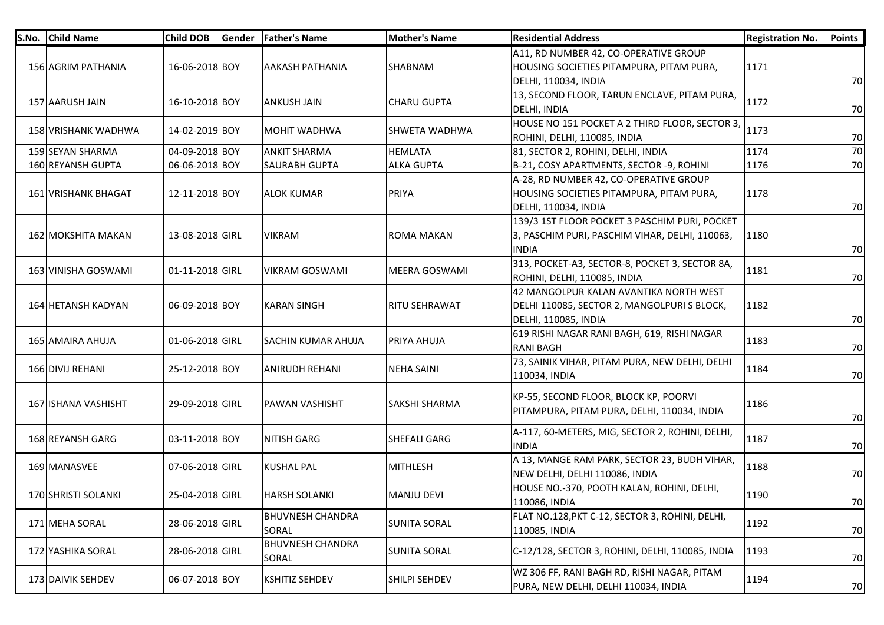| S.No. | Child Name | Child DOB | Gender | Father's Name | Mother's Name | Residential Address | Registration No. | Points |
|---|---|---|---|---|---|---|---|---|
| 156 | AGRIM PATHANIA | 16-06-2018 | BOY | AAKASH PATHANIA | SHABNAM | A11, RD NUMBER 42, CO-OPERATIVE GROUP HOUSING SOCIETIES PITAMPURA, PITAM PURA, DELHI, 110034, INDIA | 1171 | 70 |
| 157 | AARUSH JAIN | 16-10-2018 | BOY | ANKUSH JAIN | CHARU GUPTA | 13, SECOND FLOOR, TARUN ENCLAVE, PITAM PURA, DELHI, INDIA | 1172 | 70 |
| 158 | VRISHANK WADHWA | 14-02-2019 | BOY | MOHIT WADHWA | SHWETA WADHWA | HOUSE NO 151 POCKET A 2 THIRD FLOOR, SECTOR 3, ROHINI, DELHI, 110085, INDIA | 1173 | 70 |
| 159 | SEYAN SHARMA | 04-09-2018 | BOY | ANKIT SHARMA | HEMLATA | 81, SECTOR 2, ROHINI, DELHI, INDIA | 1174 | 70 |
| 160 | REYANSH GUPTA | 06-06-2018 | BOY | SAURABH GUPTA | ALKA GUPTA | B-21, COSY APARTMENTS, SECTOR -9, ROHINI | 1176 | 70 |
| 161 | VRISHANK BHAGAT | 12-11-2018 | BOY | ALOK KUMAR | PRIYA | A-28, RD NUMBER 42, CO-OPERATIVE GROUP HOUSING SOCIETIES PITAMPURA, PITAM PURA, DELHI, 110034, INDIA | 1178 | 70 |
| 162 | MOKSHITA MAKAN | 13-08-2018 | GIRL | VIKRAM | ROMA MAKAN | 139/3 1ST FLOOR POCKET 3 PASCHIM PURI, POCKET 3, PASCHIM PURI, PASCHIM VIHAR, DELHI, 110063, INDIA | 1180 | 70 |
| 163 | VINISHA GOSWAMI | 01-11-2018 | GIRL | VIKRAM GOSWAMI | MEERA GOSWAMI | 313, POCKET-A3, SECTOR-8, POCKET 3, SECTOR 8A, ROHINI, DELHI, 110085, INDIA | 1181 | 70 |
| 164 | HETANSH KADYAN | 06-09-2018 | BOY | KARAN SINGH | RITU SEHRAWAT | 42 MANGOLPUR KALAN AVANTIKA NORTH WEST DELHI 110085, SECTOR 2, MANGOLPURI S BLOCK, DELHI, 110085, INDIA | 1182 | 70 |
| 165 | AMAIRA AHUJA | 01-06-2018 | GIRL | SACHIN KUMAR AHUJA | PRIYA AHUJA | 619 RISHI NAGAR RANI BAGH, 619, RISHI NAGAR RANI BAGH | 1183 | 70 |
| 166 | DIVIJ REHANI | 25-12-2018 | BOY | ANIRUDH REHANI | NEHA SAINI | 73, SAINIK VIHAR, PITAM PURA, NEW DELHI, DELHI 110034, INDIA | 1184 | 70 |
| 167 | ISHANA VASHISHT | 29-09-2018 | GIRL | PAWAN VASHISHT | SAKSHI SHARMA | KP-55, SECOND FLOOR, BLOCK KP, POORVI PITAMPURA, PITAM PURA, DELHI, 110034, INDIA | 1186 | 70 |
| 168 | REYANSH GARG | 03-11-2018 | BOY | NITISH GARG | SHEFALI GARG | A-117, 60-METERS, MIG, SECTOR 2, ROHINI, DELHI, INDIA | 1187 | 70 |
| 169 | MANASVEE | 07-06-2018 | GIRL | KUSHAL PAL | MITHLESH | A 13, MANGE RAM PARK, SECTOR 23, BUDH VIHAR, NEW DELHI, DELHI 110086, INDIA | 1188 | 70 |
| 170 | SHRISTI SOLANKI | 25-04-2018 | GIRL | HARSH SOLANKI | MANJU DEVI | HOUSE NO.-370, POOTH KALAN, ROHINI, DELHI, 110086, INDIA | 1190 | 70 |
| 171 | MEHA SORAL | 28-06-2018 | GIRL | BHUVNESH CHANDRA SORAL | SUNITA SORAL | FLAT NO.128,PKT C-12, SECTOR 3, ROHINI, DELHI, 110085, INDIA | 1192 | 70 |
| 172 | YASHIKA SORAL | 28-06-2018 | GIRL | BHUVNESH CHANDRA SORAL | SUNITA SORAL | C-12/128, SECTOR 3, ROHINI, DELHI, 110085, INDIA | 1193 | 70 |
| 173 | DAIVIK SEHDEV | 06-07-2018 | BOY | KSHITIZ SEHDEV | SHILPI SEHDEV | WZ 306 FF, RANI BAGH RD, RISHI NAGAR, PITAM PURA, NEW DELHI, DELHI 110034, INDIA | 1194 | 70 |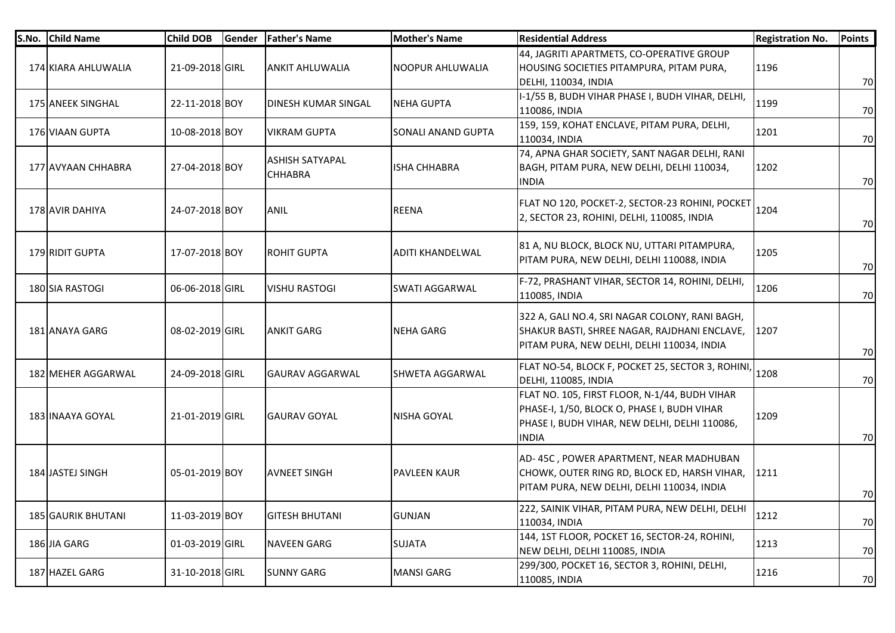| S.No. | Child Name | Child DOB | Gender | Father's Name | Mother's Name | Residential Address | Registration No. | Points |
|---|---|---|---|---|---|---|---|---|
| 174 | KIARA AHLUWALIA | 21-09-2018 | GIRL | ANKIT AHLUWALIA | NOOPUR AHLUWALIA | 44, JAGRITI APARTMETS, CO-OPERATIVE GROUP HOUSING SOCIETIES PITAMPURA, PITAM PURA, DELHI, 110034, INDIA | 1196 | 70 |
| 175 | ANEEK SINGHAL | 22-11-2018 | BOY | DINESH KUMAR SINGAL | NEHA GUPTA | I-1/55 B, BUDH VIHAR PHASE I, BUDH VIHAR, DELHI, 110086, INDIA | 1199 | 70 |
| 176 | VIAAN GUPTA | 10-08-2018 | BOY | VIKRAM GUPTA | SONALI ANAND GUPTA | 159, 159, KOHAT ENCLAVE, PITAM PURA, DELHI, 110034, INDIA | 1201 | 70 |
| 177 | AVYAAN CHHABRA | 27-04-2018 | BOY | ASHISH SATYAPAL CHHABRA | ISHA CHHABRA | 74, APNA GHAR SOCIETY, SANT NAGAR DELHI, RANI BAGH, PITAM PURA, NEW DELHI, DELHI 110034, INDIA | 1202 | 70 |
| 178 | AVIR DAHIYA | 24-07-2018 | BOY | ANIL | REENA | FLAT NO 120, POCKET-2, SECTOR-23 ROHINI, POCKET 2, SECTOR 23, ROHINI, DELHI, 110085, INDIA | 1204 | 70 |
| 179 | RIDIT GUPTA | 17-07-2018 | BOY | ROHIT GUPTA | ADITI KHANDELWAL | 81 A, NU BLOCK, BLOCK NU, UTTARI PITAMPURA, PITAM PURA, NEW DELHI, DELHI 110088, INDIA | 1205 | 70 |
| 180 | SIA RASTOGI | 06-06-2018 | GIRL | VISHU RASTOGI | SWATI AGGARWAL | F-72, PRASHANT VIHAR, SECTOR 14, ROHINI, DELHI, 110085, INDIA | 1206 | 70 |
| 181 | ANAYA GARG | 08-02-2019 | GIRL | ANKIT GARG | NEHA GARG | 322 A, GALI NO.4, SRI NAGAR COLONY, RANI BAGH, SHAKUR BASTI, SHREE NAGAR, RAJDHANI ENCLAVE, PITAM PURA, NEW DELHI, DELHI 110034, INDIA | 1207 | 70 |
| 182 | MEHER AGGARWAL | 24-09-2018 | GIRL | GAURAV AGGARWAL | SHWETA AGGARWAL | FLAT NO-54, BLOCK F, POCKET 25, SECTOR 3, ROHINI, DELHI, 110085, INDIA | 1208 | 70 |
| 183 | INAAYA GOYAL | 21-01-2019 | GIRL | GAURAV GOYAL | NISHA GOYAL | FLAT NO. 105, FIRST FLOOR, N-1/44, BUDH VIHAR PHASE-I, 1/50, BLOCK O, PHASE I, BUDH VIHAR PHASE I, BUDH VIHAR, NEW DELHI, DELHI 110086, INDIA | 1209 | 70 |
| 184 | JASTEJ SINGH | 05-01-2019 | BOY | AVNEET SINGH | PAVLEEN KAUR | AD- 45C , POWER APARTMENT, NEAR MADHUBAN CHOWK, OUTER RING RD, BLOCK ED, HARSH VIHAR, PITAM PURA, NEW DELHI, DELHI 110034, INDIA | 1211 | 70 |
| 185 | GAURIK BHUTANI | 11-03-2019 | BOY | GITESH BHUTANI | GUNJAN | 222, SAINIK VIHAR, PITAM PURA, NEW DELHI, DELHI 110034, INDIA | 1212 | 70 |
| 186 | JIA GARG | 01-03-2019 | GIRL | NAVEEN GARG | SUJATA | 144, 1ST FLOOR, POCKET 16, SECTOR-24, ROHINI, NEW DELHI, DELHI 110085, INDIA | 1213 | 70 |
| 187 | HAZEL GARG | 31-10-2018 | GIRL | SUNNY GARG | MANSI GARG | 299/300, POCKET 16, SECTOR 3, ROHINI, DELHI, 110085, INDIA | 1216 | 70 |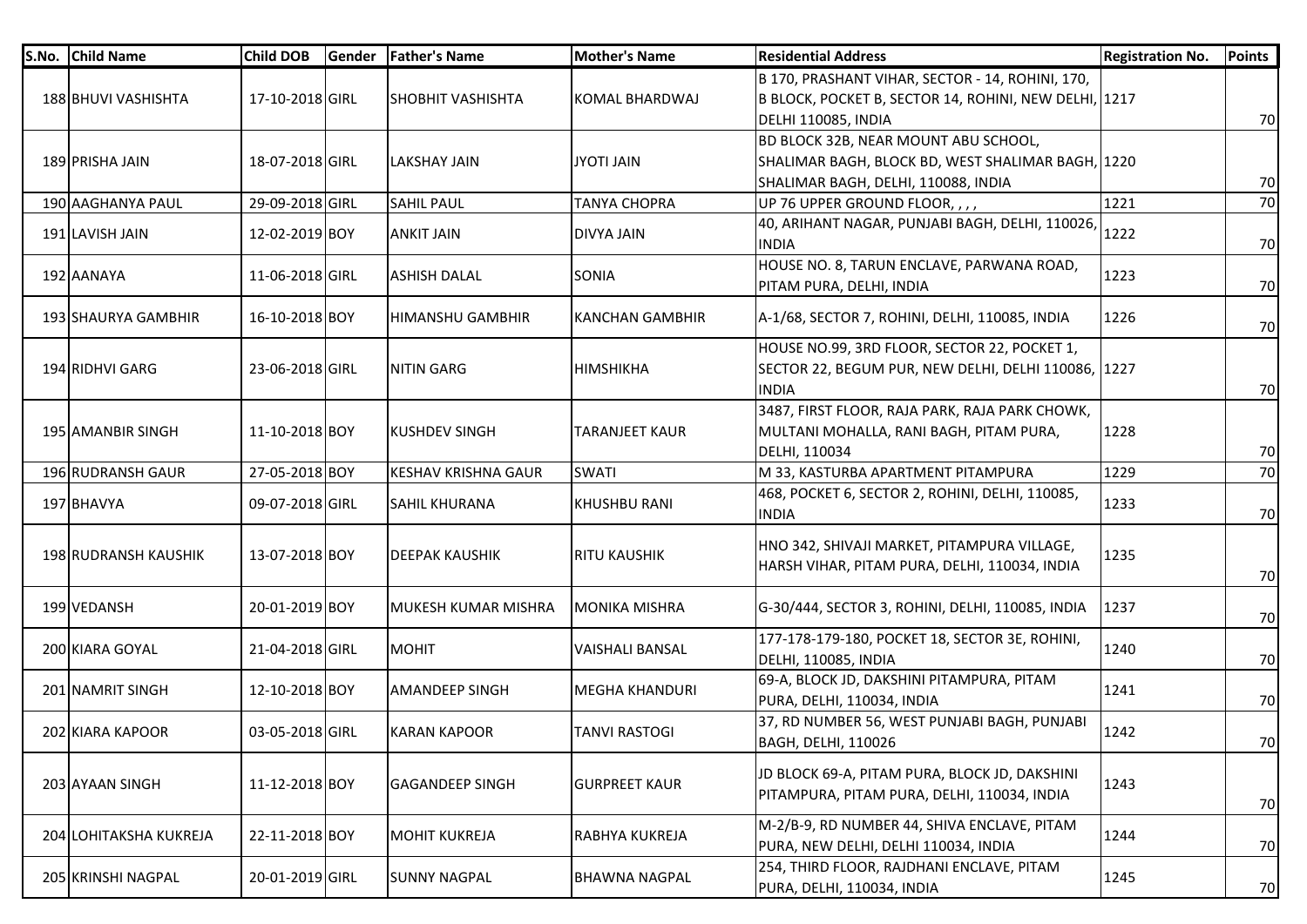| S.No. | Child Name | Child DOB | Gender | Father's Name | Mother's Name | Residential Address | Registration No. | Points |
|---|---|---|---|---|---|---|---|---|
| 188 | BHUVI VASHISHTA | 17-10-2018 | GIRL | SHOBHIT VASHISHTA | KOMAL BHARDWAJ | B 170, PRASHANT VIHAR, SECTOR - 14, ROHINI, 170, B BLOCK, POCKET B, SECTOR 14, ROHINI, NEW DELHI, DELHI 110085, INDIA | 1217 | 70 |
| 189 | PRISHA JAIN | 18-07-2018 | GIRL | LAKSHAY JAIN | JYOTI JAIN | BD BLOCK 32B, NEAR MOUNT ABU SCHOOL, SHALIMAR BAGH, BLOCK BD, WEST SHALIMAR BAGH, SHALIMAR BAGH, DELHI, 110088, INDIA | 1220 | 70 |
| 190 | AAGHANYA PAUL | 29-09-2018 | GIRL | SAHIL PAUL | TANYA CHOPRA | UP 76 UPPER GROUND FLOOR, , , , | 1221 | 70 |
| 191 | LAVISH JAIN | 12-02-2019 | BOY | ANKIT JAIN | DIVYA JAIN | 40, ARIHANT NAGAR, PUNJABI BAGH, DELHI, 110026, INDIA | 1222 | 70 |
| 192 | AANAYA | 11-06-2018 | GIRL | ASHISH DALAL | SONIA | HOUSE NO. 8, TARUN ENCLAVE, PARWANA ROAD, PITAM PURA, DELHI, INDIA | 1223 | 70 |
| 193 | SHAURYA GAMBHIR | 16-10-2018 | BOY | HIMANSHU GAMBHIR | KANCHAN GAMBHIR | A-1/68, SECTOR 7, ROHINI, DELHI, 110085, INDIA | 1226 | 70 |
| 194 | RIDHVI GARG | 23-06-2018 | GIRL | NITIN GARG | HIMSHIKHA | HOUSE NO.99, 3RD FLOOR, SECTOR 22, POCKET 1, SECTOR 22, BEGUM PUR, NEW DELHI, DELHI 110086, INDIA | 1227 | 70 |
| 195 | AMANBIR SINGH | 11-10-2018 | BOY | KUSHDEV SINGH | TARANJEET KAUR | 3487, FIRST FLOOR, RAJA PARK, RAJA PARK CHOWK, MULTANI MOHALLA, RANI BAGH, PITAM PURA, DELHI, 110034 | 1228 | 70 |
| 196 | RUDRANSH GAUR | 27-05-2018 | BOY | KESHAV KRISHNA GAUR | SWATI | M 33, KASTURBA APARTMENT PITAMPURA | 1229 | 70 |
| 197 | BHAVYA | 09-07-2018 | GIRL | SAHIL KHURANA | KHUSHBU RANI | 468, POCKET 6, SECTOR 2, ROHINI, DELHI, 110085, INDIA | 1233 | 70 |
| 198 | RUDRANSH KAUSHIK | 13-07-2018 | BOY | DEEPAK KAUSHIK | RITU KAUSHIK | HNO 342, SHIVAJI MARKET, PITAMPURA VILLAGE, HARSH VIHAR, PITAM PURA, DELHI, 110034, INDIA | 1235 | 70 |
| 199 | VEDANSH | 20-01-2019 | BOY | MUKESH KUMAR MISHRA | MONIKA MISHRA | G-30/444, SECTOR 3, ROHINI, DELHI, 110085, INDIA | 1237 | 70 |
| 200 | KIARA GOYAL | 21-04-2018 | GIRL | MOHIT | VAISHALI BANSAL | 177-178-179-180, POCKET 18, SECTOR 3E, ROHINI, DELHI, 110085, INDIA | 1240 | 70 |
| 201 | NAMRIT SINGH | 12-10-2018 | BOY | AMANDEEP SINGH | MEGHA KHANDURI | 69-A, BLOCK JD, DAKSHINI PITAMPURA, PITAM PURA, DELHI, 110034, INDIA | 1241 | 70 |
| 202 | KIARA KAPOOR | 03-05-2018 | GIRL | KARAN KAPOOR | TANVI RASTOGI | 37, RD NUMBER 56, WEST PUNJABI BAGH, PUNJABI BAGH, DELHI, 110026 | 1242 | 70 |
| 203 | AYAAN SINGH | 11-12-2018 | BOY | GAGANDEEP SINGH | GURPREET KAUR | JD BLOCK 69-A, PITAM PURA, BLOCK JD, DAKSHINI PITAMPURA, PITAM PURA, DELHI, 110034, INDIA | 1243 | 70 |
| 204 | LOHITAKSHA KUKREJA | 22-11-2018 | BOY | MOHIT KUKREJA | RABHYA KUKREJA | M-2/B-9, RD NUMBER 44, SHIVA ENCLAVE, PITAM PURA, NEW DELHI, DELHI 110034, INDIA | 1244 | 70 |
| 205 | KRINSHI NAGPAL | 20-01-2019 | GIRL | SUNNY NAGPAL | BHAWNA NAGPAL | 254, THIRD FLOOR, RAJDHANI ENCLAVE, PITAM PURA, DELHI, 110034, INDIA | 1245 | 70 |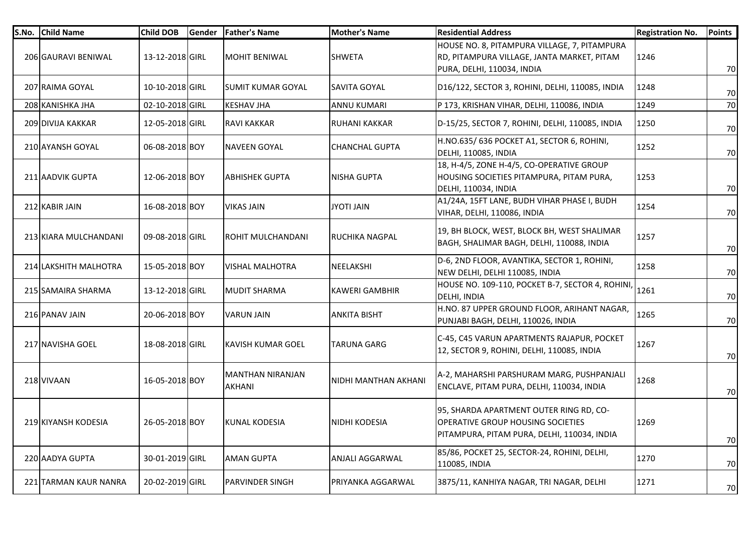| S.No. | Child Name | Child DOB | Gender | Father's Name | Mother's Name | Residential Address | Registration No. | Points |
|---|---|---|---|---|---|---|---|---|
| 206 | GAURAVI BENIWAL | 13-12-2018 | GIRL | MOHIT BENIWAL | SHWETA | HOUSE NO. 8, PITAMPURA VILLAGE, 7, PITAMPURA RD, PITAMPURA VILLAGE, JANTA MARKET, PITAM PURA, DELHI, 110034, INDIA | 1246 | 70 |
| 207 | RAIMA GOYAL | 10-10-2018 | GIRL | SUMIT KUMAR GOYAL | SAVITA GOYAL | D16/122, SECTOR 3, ROHINI, DELHI, 110085, INDIA | 1248 | 70 |
| 208 | KANISHKA JHA | 02-10-2018 | GIRL | KESHAV JHA | ANNU KUMARI | P 173, KRISHAN VIHAR, DELHI, 110086, INDIA | 1249 | 70 |
| 209 | DIVIJA KAKKAR | 12-05-2018 | GIRL | RAVI KAKKAR | RUHANI KAKKAR | D-15/25, SECTOR 7, ROHINI, DELHI, 110085, INDIA | 1250 | 70 |
| 210 | AYANSH GOYAL | 06-08-2018 | BOY | NAVEEN GOYAL | CHANCHAL GUPTA | H.NO.635/ 636 POCKET A1, SECTOR 6, ROHINI, DELHI, 110085, INDIA | 1252 | 70 |
| 211 | AADVIK GUPTA | 12-06-2018 | BOY | ABHISHEK GUPTA | NISHA GUPTA | 18, H-4/5, ZONE H-4/5, CO-OPERATIVE GROUP HOUSING SOCIETIES PITAMPURA, PITAM PURA, DELHI, 110034, INDIA | 1253 | 70 |
| 212 | KABIR JAIN | 16-08-2018 | BOY | VIKAS JAIN | JYOTI JAIN | A1/24A, 15FT LANE, BUDH VIHAR PHASE I, BUDH VIHAR, DELHI, 110086, INDIA | 1254 | 70 |
| 213 | KIARA MULCHANDANI | 09-08-2018 | GIRL | ROHIT MULCHANDANI | RUCHIKA NAGPAL | 19, BH BLOCK, WEST, BLOCK BH, WEST SHALIMAR BAGH, SHALIMAR BAGH, DELHI, 110088, INDIA | 1257 | 70 |
| 214 | LAKSHITH MALHOTRA | 15-05-2018 | BOY | VISHAL MALHOTRA | NEELAKSHI | D-6, 2ND FLOOR, AVANTIKA, SECTOR 1, ROHINI, NEW DELHI, DELHI 110085, INDIA | 1258 | 70 |
| 215 | SAMAIRA SHARMA | 13-12-2018 | GIRL | MUDIT SHARMA | KAWERI GAMBHIR | HOUSE NO. 109-110, POCKET B-7, SECTOR 4, ROHINI, DELHI, INDIA | 1261 | 70 |
| 216 | PANAV JAIN | 20-06-2018 | BOY | VARUN JAIN | ANKITA BISHT | H.NO. 87 UPPER GROUND FLOOR, ARIHANT NAGAR, PUNJABI BAGH, DELHI, 110026, INDIA | 1265 | 70 |
| 217 | NAVISHA GOEL | 18-08-2018 | GIRL | KAVISH KUMAR GOEL | TARUNA GARG | C-45, C45 VARUN APARTMENTS RAJAPUR, POCKET 12, SECTOR 9, ROHINI, DELHI, 110085, INDIA | 1267 | 70 |
| 218 | VIVAAN | 16-05-2018 | BOY | MANTHAN NIRANJAN AKHANI | NIDHI MANTHAN AKHANI | A-2, MAHARSHI PARSHURAM MARG, PUSHPANJALI ENCLAVE, PITAM PURA, DELHI, 110034, INDIA | 1268 | 70 |
| 219 | KIYANSH KODESIA | 26-05-2018 | BOY | KUNAL KODESIA | NIDHI KODESIA | 95, SHARDA APARTMENT OUTER RING RD, CO-OPERATIVE GROUP HOUSING SOCIETIES PITAMPURA, PITAM PURA, DELHI, 110034, INDIA | 1269 | 70 |
| 220 | AADYA GUPTA | 30-01-2019 | GIRL | AMAN GUPTA | ANJALI AGGARWAL | 85/86, POCKET 25, SECTOR-24, ROHINI, DELHI, 110085, INDIA | 1270 | 70 |
| 221 | TARMAN KAUR NANRA | 20-02-2019 | GIRL | PARVINDER SINGH | PRIYANKA AGGARWAL | 3875/11, KANHIYA NAGAR, TRI NAGAR, DELHI | 1271 | 70 |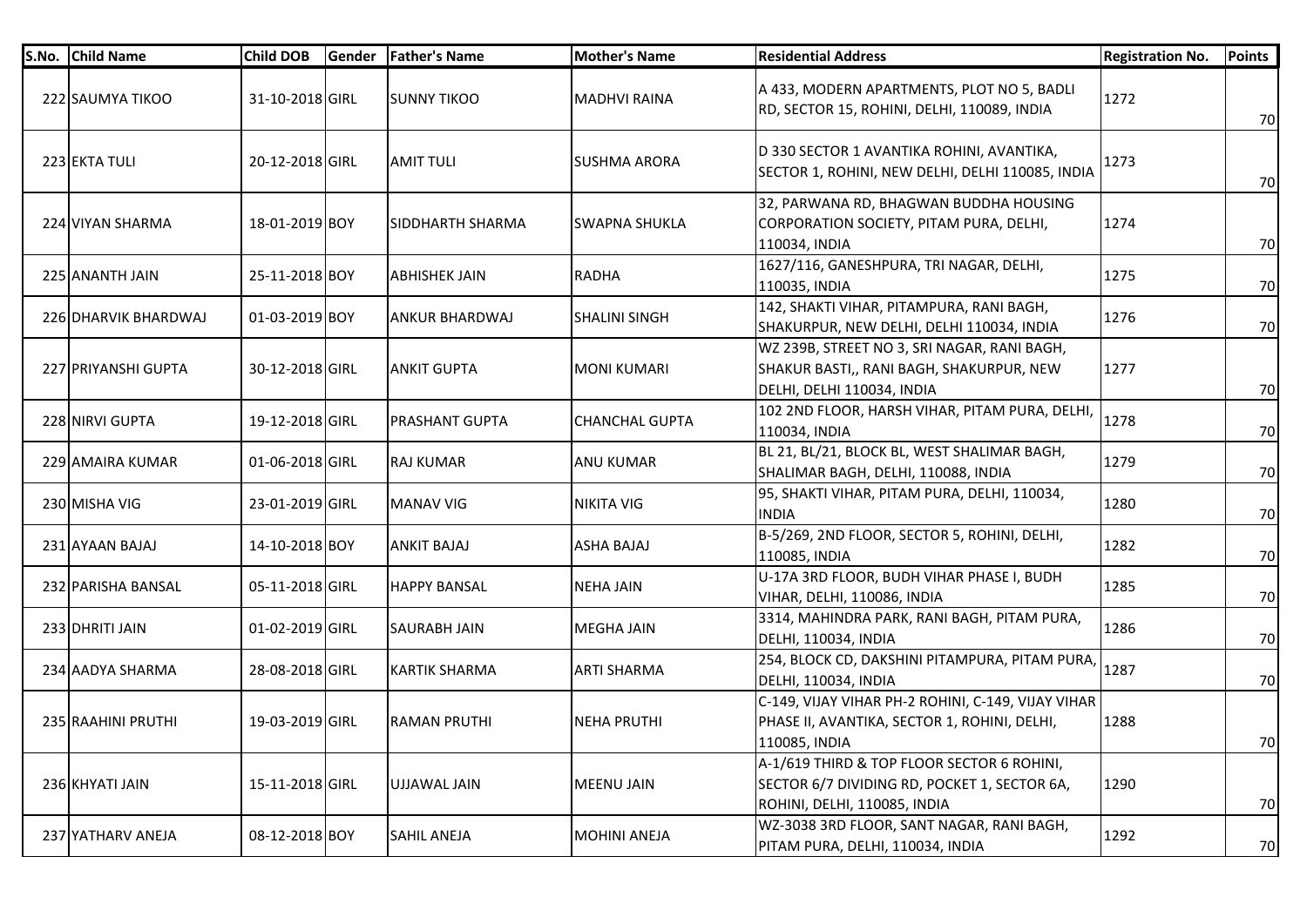| S.No. | Child Name | Child DOB | Gender | Father's Name | Mother's Name | Residential Address | Registration No. | Points |
|---|---|---|---|---|---|---|---|---|
| 222 | SAUMYA TIKOO | 31-10-2018 | GIRL | SUNNY TIKOO | MADHVI RAINA | A 433, MODERN APARTMENTS, PLOT NO 5, BADLI RD, SECTOR 15, ROHINI, DELHI, 110089, INDIA | 1272 | 70 |
| 223 | EKTA TULI | 20-12-2018 | GIRL | AMIT TULI | SUSHMA ARORA | D 330 SECTOR 1 AVANTIKA ROHINI, AVANTIKA, SECTOR 1, ROHINI, NEW DELHI, DELHI 110085, INDIA | 1273 | 70 |
| 224 | VIYAN SHARMA | 18-01-2019 | BOY | SIDDHARTH SHARMA | SWAPNA SHUKLA | 32, PARWANA RD, BHAGWAN BUDDHA HOUSING CORPORATION SOCIETY, PITAM PURA, DELHI, 110034, INDIA | 1274 | 70 |
| 225 | ANANTH JAIN | 25-11-2018 | BOY | ABHISHEK JAIN | RADHA | 1627/116, GANESHPURA, TRI NAGAR, DELHI, 110035, INDIA | 1275 | 70 |
| 226 | DHARVIK BHARDWAJ | 01-03-2019 | BOY | ANKUR BHARDWAJ | SHALINI SINGH | 142, SHAKTI VIHAR, PITAMPURA, RANI BAGH, SHAKURPUR, NEW DELHI, DELHI 110034, INDIA | 1276 | 70 |
| 227 | PRIYANSHI GUPTA | 30-12-2018 | GIRL | ANKIT GUPTA | MONI KUMARI | WZ 239B, STREET NO 3, SRI NAGAR, RANI BAGH, SHAKUR BASTI,, RANI BAGH, SHAKURPUR, NEW DELHI, DELHI 110034, INDIA | 1277 | 70 |
| 228 | NIRVI GUPTA | 19-12-2018 | GIRL | PRASHANT GUPTA | CHANCHAL GUPTA | 102 2ND FLOOR, HARSH VIHAR, PITAM PURA, DELHI, 110034, INDIA | 1278 | 70 |
| 229 | AMAIRA KUMAR | 01-06-2018 | GIRL | RAJ KUMAR | ANU KUMAR | BL 21, BL/21, BLOCK BL, WEST SHALIMAR BAGH, SHALIMAR BAGH, DELHI, 110088, INDIA | 1279 | 70 |
| 230 | MISHA VIG | 23-01-2019 | GIRL | MANAV VIG | NIKITA VIG | 95, SHAKTI VIHAR, PITAM PURA, DELHI, 110034, INDIA | 1280 | 70 |
| 231 | AYAAN BAJAJ | 14-10-2018 | BOY | ANKIT BAJAJ | ASHA BAJAJ | B-5/269, 2ND FLOOR, SECTOR 5, ROHINI, DELHI, 110085, INDIA | 1282 | 70 |
| 232 | PARISHA BANSAL | 05-11-2018 | GIRL | HAPPY BANSAL | NEHA JAIN | U-17A 3RD FLOOR, BUDH VIHAR PHASE I, BUDH VIHAR, DELHI, 110086, INDIA | 1285 | 70 |
| 233 | DHRITI JAIN | 01-02-2019 | GIRL | SAURABH JAIN | MEGHA JAIN | 3314, MAHINDRA PARK, RANI BAGH, PITAM PURA, DELHI, 110034, INDIA | 1286 | 70 |
| 234 | AADYA SHARMA | 28-08-2018 | GIRL | KARTIK SHARMA | ARTI SHARMA | 254, BLOCK CD, DAKSHINI PITAMPURA, PITAM PURA, DELHI, 110034, INDIA | 1287 | 70 |
| 235 | RAAHINI PRUTHI | 19-03-2019 | GIRL | RAMAN PRUTHI | NEHA PRUTHI | C-149, VIJAY VIHAR PH-2 ROHINI, C-149, VIJAY VIHAR PHASE II, AVANTIKA, SECTOR 1, ROHINI, DELHI, 110085, INDIA | 1288 | 70 |
| 236 | KHYATI JAIN | 15-11-2018 | GIRL | UJJAWAL JAIN | MEENU JAIN | A-1/619 THIRD & TOP FLOOR SECTOR 6 ROHINI, SECTOR 6/7 DIVIDING RD, POCKET 1, SECTOR 6A, ROHINI, DELHI, 110085, INDIA | 1290 | 70 |
| 237 | YATHARV ANEJA | 08-12-2018 | BOY | SAHIL ANEJA | MOHINI ANEJA | WZ-3038 3RD FLOOR, SANT NAGAR, RANI BAGH, PITAM PURA, DELHI, 110034, INDIA | 1292 | 70 |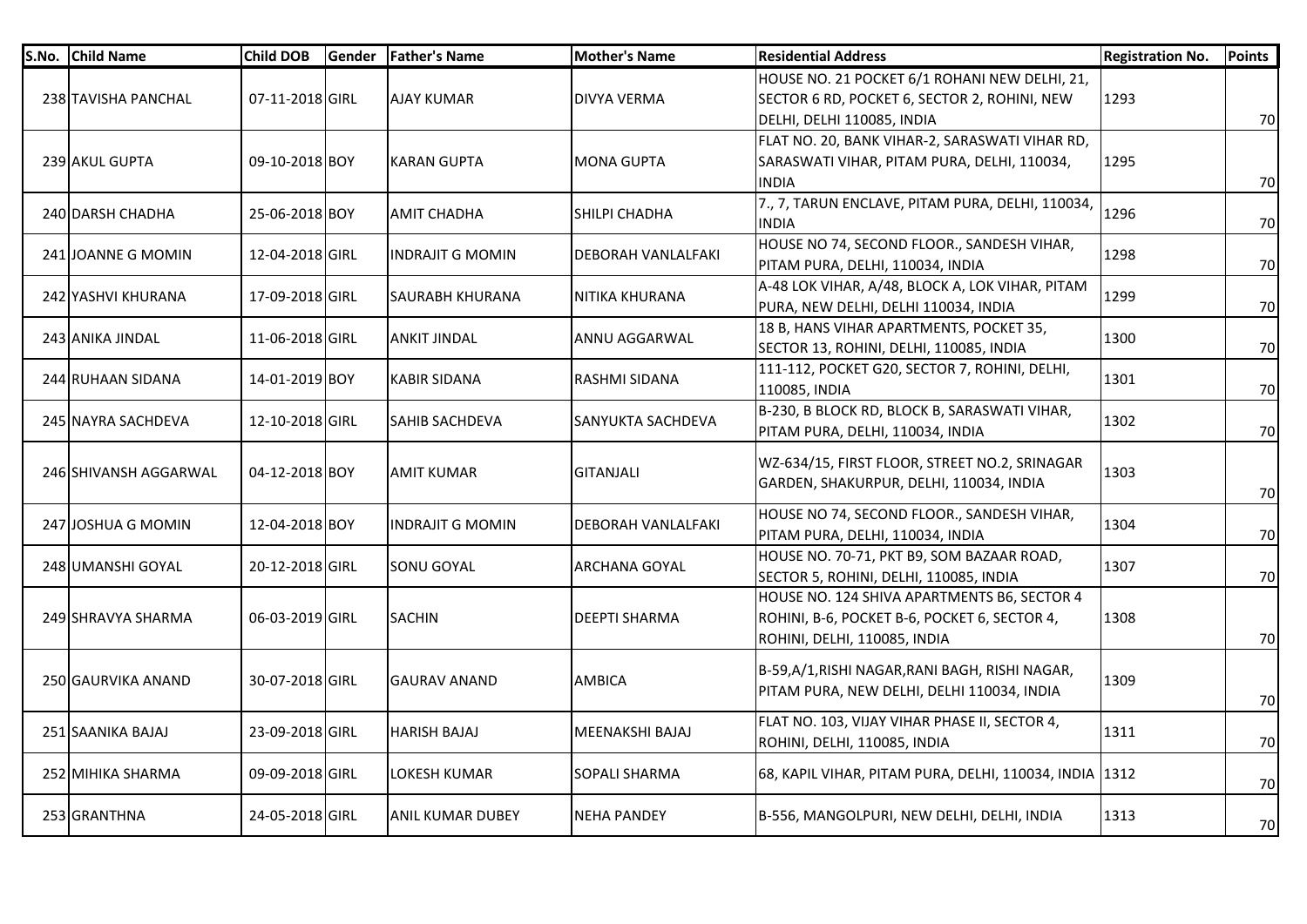| S.No. | Child Name | Child DOB | Gender | Father's Name | Mother's Name | Residential Address | Registration No. | Points |
|---|---|---|---|---|---|---|---|---|
| 238 | TAVISHA PANCHAL | 07-11-2018 | GIRL | AJAY KUMAR | DIVYA VERMA | HOUSE NO. 21 POCKET 6/1 ROHANI NEW DELHI, 21, SECTOR 6 RD, POCKET 6, SECTOR 2, ROHINI, NEW DELHI, DELHI 110085, INDIA | 1293 | 70 |
| 239 | AKUL GUPTA | 09-10-2018 | BOY | KARAN GUPTA | MONA GUPTA | FLAT NO. 20, BANK VIHAR-2, SARASWATI VIHAR RD, SARASWATI VIHAR, PITAM PURA, DELHI, 110034, INDIA | 1295 | 70 |
| 240 | DARSH CHADHA | 25-06-2018 | BOY | AMIT CHADHA | SHILPI CHADHA | 7., 7, TARUN ENCLAVE, PITAM PURA, DELHI, 110034, INDIA | 1296 | 70 |
| 241 | JOANNE G MOMIN | 12-04-2018 | GIRL | INDRAJIT G MOMIN | DEBORAH VANLALFAKI | HOUSE NO 74, SECOND FLOOR., SANDESH VIHAR, PITAM PURA, DELHI, 110034, INDIA | 1298 | 70 |
| 242 | YASHVI KHURANA | 17-09-2018 | GIRL | SAURABH KHURANA | NITIKA KHURANA | A-48 LOK VIHAR, A/48, BLOCK A, LOK VIHAR, PITAM PURA, NEW DELHI, DELHI 110034, INDIA | 1299 | 70 |
| 243 | ANIKA JINDAL | 11-06-2018 | GIRL | ANKIT JINDAL | ANNU AGGARWAL | 18 B, HANS VIHAR APARTMENTS, POCKET 35, SECTOR 13, ROHINI, DELHI, 110085, INDIA | 1300 | 70 |
| 244 | RUHAAN SIDANA | 14-01-2019 | BOY | KABIR SIDANA | RASHMI SIDANA | 111-112, POCKET G20, SECTOR 7, ROHINI, DELHI, 110085, INDIA | 1301 | 70 |
| 245 | NAYRA SACHDEVA | 12-10-2018 | GIRL | SAHIB SACHDEVA | SANYUKTA SACHDEVA | B-230, B BLOCK RD, BLOCK B, SARASWATI VIHAR, PITAM PURA, DELHI, 110034, INDIA | 1302 | 70 |
| 246 | SHIVANSH AGGARWAL | 04-12-2018 | BOY | AMIT KUMAR | GITANJALI | WZ-634/15, FIRST FLOOR, STREET NO.2, SRINAGAR GARDEN, SHAKURPUR, DELHI, 110034, INDIA | 1303 | 70 |
| 247 | JOSHUA G MOMIN | 12-04-2018 | BOY | INDRAJIT G MOMIN | DEBORAH VANLALFAKI | HOUSE NO 74, SECOND FLOOR., SANDESH VIHAR, PITAM PURA, DELHI, 110034, INDIA | 1304 | 70 |
| 248 | UMANSHI GOYAL | 20-12-2018 | GIRL | SONU GOYAL | ARCHANA GOYAL | HOUSE NO. 70-71, PKT B9, SOM BAZAAR ROAD, SECTOR 5, ROHINI, DELHI, 110085, INDIA | 1307 | 70 |
| 249 | SHRAVYA SHARMA | 06-03-2019 | GIRL | SACHIN | DEEPTI SHARMA | HOUSE NO. 124 SHIVA APARTMENTS B6, SECTOR 4 ROHINI, B-6, POCKET B-6, POCKET 6, SECTOR 4, ROHINI, DELHI, 110085, INDIA | 1308 | 70 |
| 250 | GAURVIKA ANAND | 30-07-2018 | GIRL | GAURAV ANAND | AMBICA | B-59,A/1,RISHI NAGAR,RANI BAGH, RISHI NAGAR, PITAM PURA, NEW DELHI, DELHI 110034, INDIA | 1309 | 70 |
| 251 | SAANIKA BAJAJ | 23-09-2018 | GIRL | HARISH BAJAJ | MEENAKSHI BAJAJ | FLAT NO. 103, VIJAY VIHAR PHASE II, SECTOR 4, ROHINI, DELHI, 110085, INDIA | 1311 | 70 |
| 252 | MIHIKA SHARMA | 09-09-2018 | GIRL | LOKESH KUMAR | SOPALI SHARMA | 68, KAPIL VIHAR, PITAM PURA, DELHI, 110034, INDIA | 1312 | 70 |
| 253 | GRANTHNA | 24-05-2018 | GIRL | ANIL KUMAR DUBEY | NEHA PANDEY | B-556, MANGOLPURI, NEW DELHI, DELHI, INDIA | 1313 | 70 |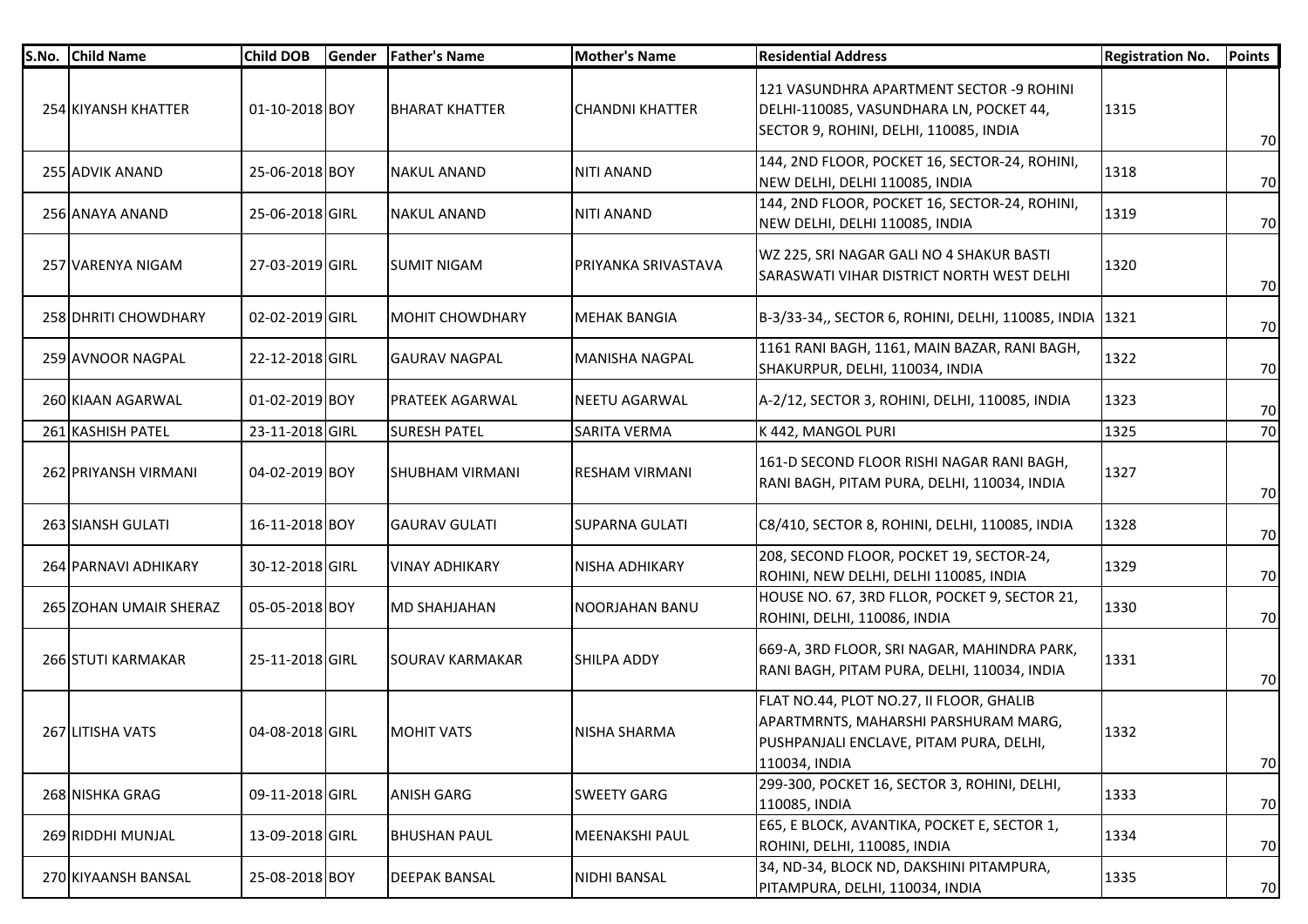| S.No. | Child Name | Child DOB | Gender | Father's Name | Mother's Name | Residential Address | Registration No. | Points |
|---|---|---|---|---|---|---|---|---|
| 254 | KIYANSH KHATTER | 01-10-2018 | BOY | BHARAT KHATTER | CHANDNI KHATTER | 121 VASUNDHRA APARTMENT SECTOR -9 ROHINI DELHI-110085, VASUNDHARA LN, POCKET 44, SECTOR 9, ROHINI, DELHI, 110085, INDIA | 1315 | 70 |
| 255 | ADVIK ANAND | 25-06-2018 | BOY | NAKUL ANAND | NITI ANAND | 144, 2ND FLOOR, POCKET 16, SECTOR-24, ROHINI, NEW DELHI, DELHI 110085, INDIA | 1318 | 70 |
| 256 | ANAYA ANAND | 25-06-2018 | GIRL | NAKUL ANAND | NITI ANAND | 144, 2ND FLOOR, POCKET 16, SECTOR-24, ROHINI, NEW DELHI, DELHI 110085, INDIA | 1319 | 70 |
| 257 | VARENYA NIGAM | 27-03-2019 | GIRL | SUMIT NIGAM | PRIYANKA SRIVASTAVA | WZ 225, SRI NAGAR GALI NO 4 SHAKUR BASTI SARASWATI VIHAR DISTRICT NORTH WEST DELHI | 1320 | 70 |
| 258 | DHRITI CHOWDHARY | 02-02-2019 | GIRL | MOHIT CHOWDHARY | MEHAK BANGIA | B-3/33-34,, SECTOR 6, ROHINI, DELHI, 110085, INDIA | 1321 | 70 |
| 259 | AVNOOR NAGPAL | 22-12-2018 | GIRL | GAURAV NAGPAL | MANISHA NAGPAL | 1161 RANI BAGH, 1161, MAIN BAZAR, RANI BAGH, SHAKURPUR, DELHI, 110034, INDIA | 1322 | 70 |
| 260 | KIAAN AGARWAL | 01-02-2019 | BOY | PRATEEK AGARWAL | NEETU AGARWAL | A-2/12, SECTOR 3, ROHINI, DELHI, 110085, INDIA | 1323 | 70 |
| 261 | KASHISH PATEL | 23-11-2018 | GIRL | SURESH PATEL | SARITA VERMA | K 442, MANGOL PURI | 1325 | 70 |
| 262 | PRIYANSH VIRMANI | 04-02-2019 | BOY | SHUBHAM VIRMANI | RESHAM VIRMANI | 161-D SECOND FLOOR RISHI NAGAR RANI BAGH, RANI BAGH, PITAM PURA, DELHI, 110034, INDIA | 1327 | 70 |
| 263 | SIANSH GULATI | 16-11-2018 | BOY | GAURAV GULATI | SUPARNA GULATI | C8/410, SECTOR 8, ROHINI, DELHI, 110085, INDIA | 1328 | 70 |
| 264 | PARNAVI ADHIKARY | 30-12-2018 | GIRL | VINAY ADHIKARY | NISHA ADHIKARY | 208, SECOND FLOOR, POCKET 19, SECTOR-24, ROHINI, NEW DELHI, DELHI 110085, INDIA | 1329 | 70 |
| 265 | ZOHAN UMAIR SHERAZ | 05-05-2018 | BOY | MD SHAHJAHAN | NOORJAHAN BANU | HOUSE NO. 67, 3RD FLLOR, POCKET 9, SECTOR 21, ROHINI, DELHI, 110086, INDIA | 1330 | 70 |
| 266 | STUTI KARMAKAR | 25-11-2018 | GIRL | SOURAV KARMAKAR | SHILPA ADDY | 669-A, 3RD FLOOR, SRI NAGAR, MAHINDRA PARK, RANI BAGH, PITAM PURA, DELHI, 110034, INDIA | 1331 | 70 |
| 267 | LITISHA VATS | 04-08-2018 | GIRL | MOHIT VATS | NISHA SHARMA | FLAT NO.44, PLOT NO.27, II FLOOR, GHALIB APARTMRNTS, MAHARSHI PARSHURAM MARG, PUSHPANJALI ENCLAVE, PITAM PURA, DELHI, 110034, INDIA | 1332 | 70 |
| 268 | NISHKA GRAG | 09-11-2018 | GIRL | ANISH GARG | SWEETY GARG | 299-300, POCKET 16, SECTOR 3, ROHINI, DELHI, 110085, INDIA | 1333 | 70 |
| 269 | RIDDHI MUNJAL | 13-09-2018 | GIRL | BHUSHAN PAUL | MEENAKSHI PAUL | E65, E BLOCK, AVANTIKA, POCKET E, SECTOR 1, ROHINI, DELHI, 110085, INDIA | 1334 | 70 |
| 270 | KIYAANSH BANSAL | 25-08-2018 | BOY | DEEPAK BANSAL | NIDHI BANSAL | 34, ND-34, BLOCK ND, DAKSHINI PITAMPURA, PITAMPURA, DELHI, 110034, INDIA | 1335 | 70 |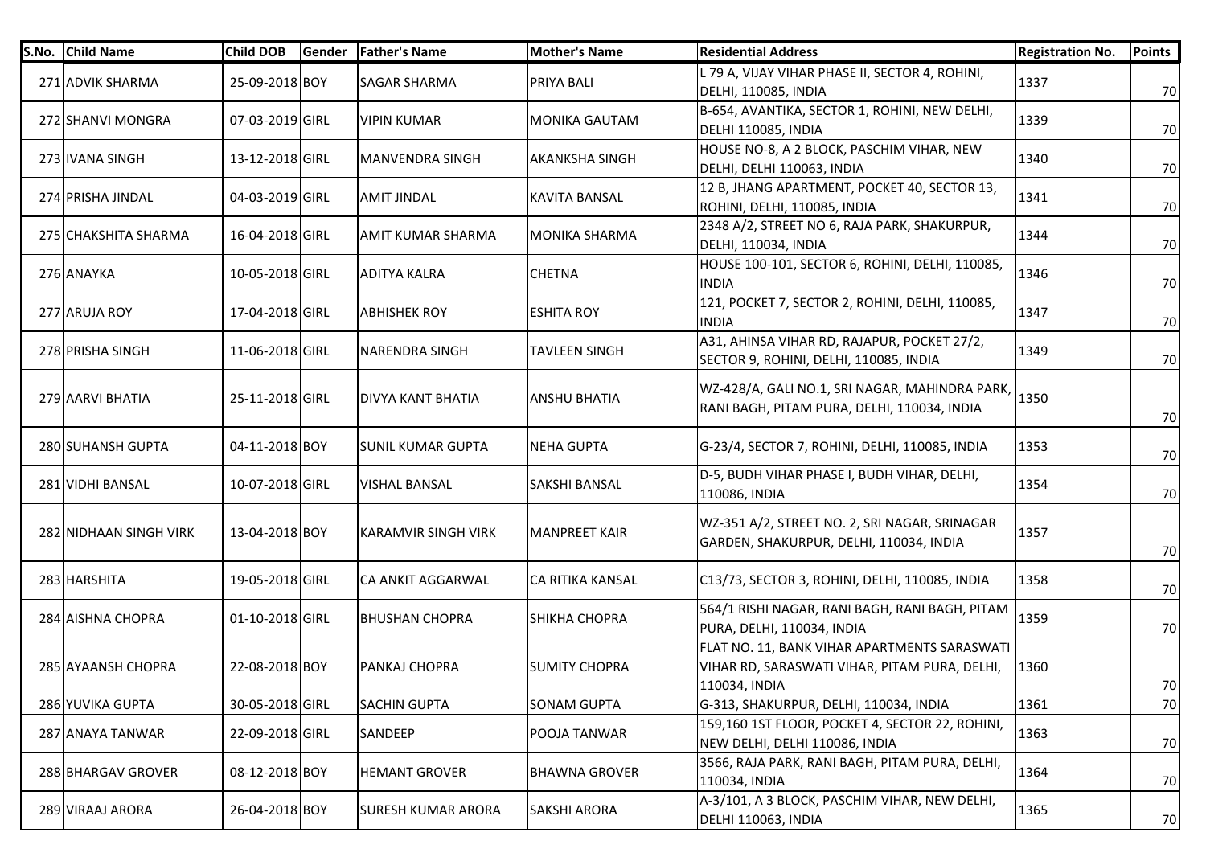| S.No. | Child Name | Child DOB | Gender | Father's Name | Mother's Name | Residential Address | Registration No. | Points |
|---|---|---|---|---|---|---|---|---|
| 271 | ADVIK SHARMA | 25-09-2018 | BOY | SAGAR SHARMA | PRIYA BALI | L 79 A, VIJAY VIHAR PHASE II, SECTOR 4, ROHINI, DELHI, 110085, INDIA | 1337 | 70 |
| 272 | SHANVI MONGRA | 07-03-2019 | GIRL | VIPIN KUMAR | MONIKA GAUTAM | B-654, AVANTIKA, SECTOR 1, ROHINI, NEW DELHI, DELHI 110085, INDIA | 1339 | 70 |
| 273 | IVANA SINGH | 13-12-2018 | GIRL | MANVENDRA SINGH | AKANKSHA SINGH | HOUSE NO-8, A 2 BLOCK, PASCHIM VIHAR, NEW DELHI, DELHI 110063, INDIA | 1340 | 70 |
| 274 | PRISHA JINDAL | 04-03-2019 | GIRL | AMIT JINDAL | KAVITA BANSAL | 12 B, JHANG APARTMENT, POCKET 40, SECTOR 13, ROHINI, DELHI, 110085, INDIA | 1341 | 70 |
| 275 | CHAKSHITA SHARMA | 16-04-2018 | GIRL | AMIT KUMAR SHARMA | MONIKA SHARMA | 2348 A/2, STREET NO 6, RAJA PARK, SHAKURPUR, DELHI, 110034, INDIA | 1344 | 70 |
| 276 | ANAYKA | 10-05-2018 | GIRL | ADITYA KALRA | CHETNA | HOUSE 100-101, SECTOR 6, ROHINI, DELHI, 110085, INDIA | 1346 | 70 |
| 277 | ARUJA ROY | 17-04-2018 | GIRL | ABHISHEK ROY | ESHITA ROY | 121, POCKET 7, SECTOR 2, ROHINI, DELHI, 110085, INDIA | 1347 | 70 |
| 278 | PRISHA SINGH | 11-06-2018 | GIRL | NARENDRA SINGH | TAVLEEN SINGH | A31, AHINSA VIHAR RD, RAJAPUR, POCKET 27/2, SECTOR 9, ROHINI, DELHI, 110085, INDIA | 1349 | 70 |
| 279 | AARVI BHATIA | 25-11-2018 | GIRL | DIVYA KANT BHATIA | ANSHU BHATIA | WZ-428/A, GALI NO.1, SRI NAGAR, MAHINDRA PARK, RANI BAGH, PITAM PURA, DELHI, 110034, INDIA | 1350 | 70 |
| 280 | SUHANSH GUPTA | 04-11-2018 | BOY | SUNIL KUMAR GUPTA | NEHA GUPTA | G-23/4, SECTOR 7, ROHINI, DELHI, 110085, INDIA | 1353 | 70 |
| 281 | VIDHI BANSAL | 10-07-2018 | GIRL | VISHAL BANSAL | SAKSHI BANSAL | D-5, BUDH VIHAR PHASE I, BUDH VIHAR, DELHI, 110086, INDIA | 1354 | 70 |
| 282 | NIDHAAN SINGH VIRK | 13-04-2018 | BOY | KARAMVIR SINGH VIRK | MANPREET KAIR | WZ-351 A/2, STREET NO. 2, SRI NAGAR, SRINAGAR GARDEN, SHAKURPUR, DELHI, 110034, INDIA | 1357 | 70 |
| 283 | HARSHITA | 19-05-2018 | GIRL | CA ANKIT AGGARWAL | CA RITIKA KANSAL | C13/73, SECTOR 3, ROHINI, DELHI, 110085, INDIA | 1358 | 70 |
| 284 | AISHNA CHOPRA | 01-10-2018 | GIRL | BHUSHAN CHOPRA | SHIKHA CHOPRA | 564/1 RISHI NAGAR, RANI BAGH, RANI BAGH, PITAM PURA, DELHI, 110034, INDIA | 1359 | 70 |
| 285 | AYAANSH CHOPRA | 22-08-2018 | BOY | PANKAJ CHOPRA | SUMITY CHOPRA | FLAT NO. 11, BANK VIHAR APARTMENTS SARASWATI VIHAR RD, SARASWATI VIHAR, PITAM PURA, DELHI, 110034, INDIA | 1360 | 70 |
| 286 | YUVIKA GUPTA | 30-05-2018 | GIRL | SACHIN GUPTA | SONAM GUPTA | G-313, SHAKURPUR, DELHI, 110034, INDIA | 1361 | 70 |
| 287 | ANAYA TANWAR | 22-09-2018 | GIRL | SANDEEP | POOJA TANWAR | 159,160 1ST FLOOR, POCKET 4, SECTOR 22, ROHINI, NEW DELHI, DELHI 110086, INDIA | 1363 | 70 |
| 288 | BHARGAV GROVER | 08-12-2018 | BOY | HEMANT GROVER | BHAWNA GROVER | 3566, RAJA PARK, RANI BAGH, PITAM PURA, DELHI, 110034, INDIA | 1364 | 70 |
| 289 | VIRAAJ ARORA | 26-04-2018 | BOY | SURESH KUMAR ARORA | SAKSHI ARORA | A-3/101, A 3 BLOCK, PASCHIM VIHAR, NEW DELHI, DELHI 110063, INDIA | 1365 | 70 |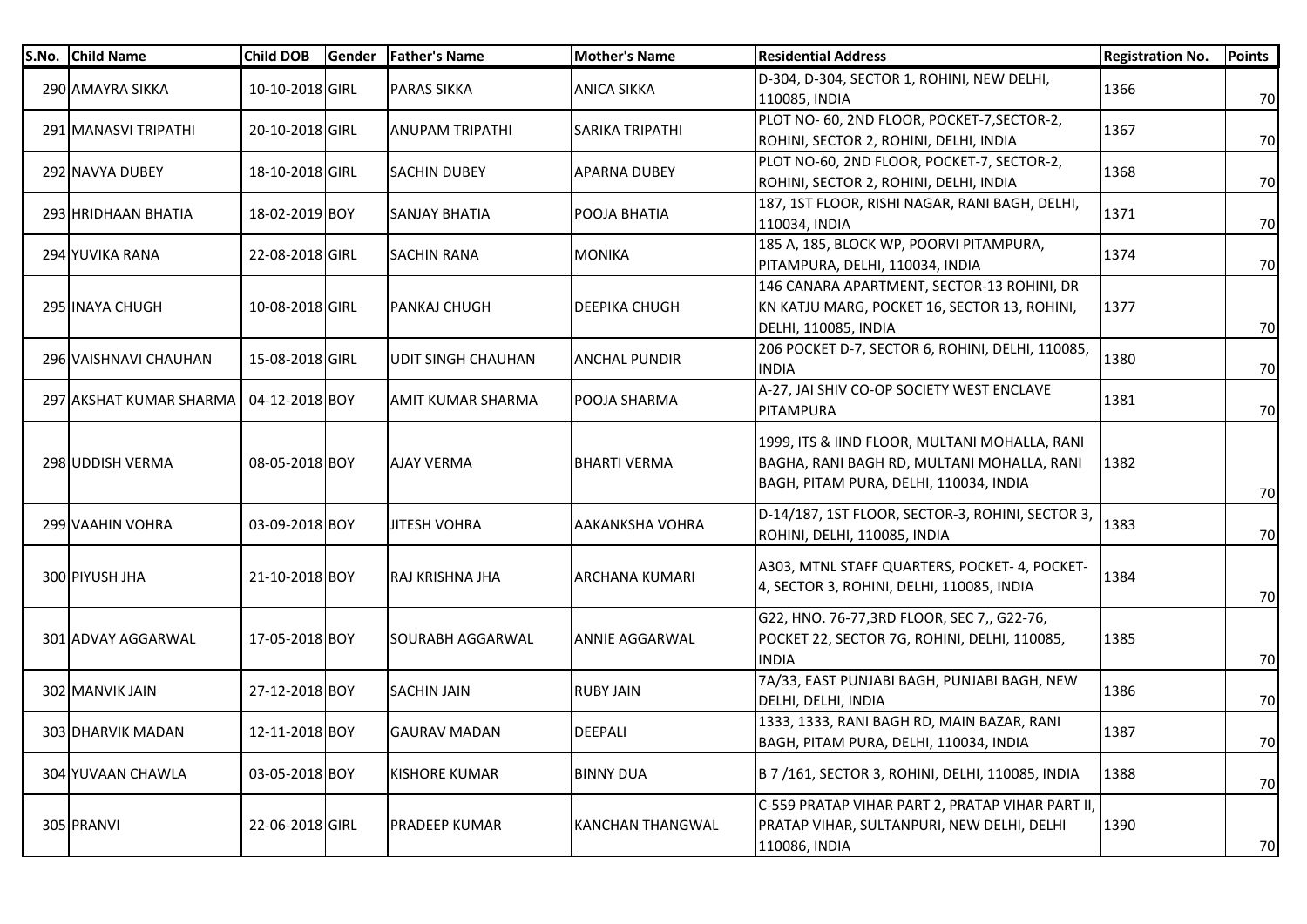| S.No. | Child Name | Child DOB | Gender | Father's Name | Mother's Name | Residential Address | Registration No. | Points |
|---|---|---|---|---|---|---|---|---|
| 290 | AMAYRA SIKKA | 10-10-2018 | GIRL | PARAS SIKKA | ANICA SIKKA | D-304, D-304, SECTOR 1, ROHINI, NEW DELHI, 110085, INDIA | 1366 | 70 |
| 291 | MANASVI TRIPATHI | 20-10-2018 | GIRL | ANUPAM TRIPATHI | SARIKA TRIPATHI | PLOT NO- 60, 2ND FLOOR, POCKET-7,SECTOR-2, ROHINI, SECTOR 2, ROHINI, DELHI, INDIA | 1367 | 70 |
| 292 | NAVYA DUBEY | 18-10-2018 | GIRL | SACHIN DUBEY | APARNA DUBEY | PLOT NO-60, 2ND FLOOR, POCKET-7, SECTOR-2, ROHINI, SECTOR 2, ROHINI, DELHI, INDIA | 1368 | 70 |
| 293 | HRIDHAAN BHATIA | 18-02-2019 | BOY | SANJAY BHATIA | POOJA BHATIA | 187, 1ST FLOOR, RISHI NAGAR, RANI BAGH, DELHI, 110034, INDIA | 1371 | 70 |
| 294 | YUVIKA RANA | 22-08-2018 | GIRL | SACHIN RANA | MONIKA | 185 A, 185, BLOCK WP, POORVI PITAMPURA, PITAMPURA, DELHI, 110034, INDIA | 1374 | 70 |
| 295 | INAYA CHUGH | 10-08-2018 | GIRL | PANKAJ CHUGH | DEEPIKA CHUGH | 146 CANARA APARTMENT, SECTOR-13 ROHINI, DR KN KATJU MARG, POCKET 16, SECTOR 13, ROHINI, DELHI, 110085, INDIA | 1377 | 70 |
| 296 | VAISHNAVI CHAUHAN | 15-08-2018 | GIRL | UDIT SINGH CHAUHAN | ANCHAL PUNDIR | 206 POCKET D-7, SECTOR 6, ROHINI, DELHI, 110085, INDIA | 1380 | 70 |
| 297 | AKSHAT KUMAR SHARMA | 04-12-2018 | BOY | AMIT KUMAR SHARMA | POOJA SHARMA | A-27, JAI SHIV CO-OP SOCIETY WEST ENCLAVE PITAMPURA | 1381 | 70 |
| 298 | UDDISH VERMA | 08-05-2018 | BOY | AJAY VERMA | BHARTI VERMA | 1999, ITS & IIND FLOOR, MULTANI MOHALLA, RANI BAGHA, RANI BAGH RD, MULTANI MOHALLA, RANI BAGH, PITAM PURA, DELHI, 110034, INDIA | 1382 | 70 |
| 299 | VAAHIN VOHRA | 03-09-2018 | BOY | JITESH VOHRA | AAKANKSHA VOHRA | D-14/187, 1ST FLOOR, SECTOR-3, ROHINI, SECTOR 3, ROHINI, DELHI, 110085, INDIA | 1383 | 70 |
| 300 | PIYUSH JHA | 21-10-2018 | BOY | RAJ KRISHNA JHA | ARCHANA KUMARI | A303, MTNL STAFF QUARTERS, POCKET- 4, POCKET-4, SECTOR 3, ROHINI, DELHI, 110085, INDIA | 1384 | 70 |
| 301 | ADVAY AGGARWAL | 17-05-2018 | BOY | SOURABH AGGARWAL | ANNIE AGGARWAL | G22, HNO. 76-77,3RD FLOOR, SEC 7,, G22-76, POCKET 22, SECTOR 7G, ROHINI, DELHI, 110085, INDIA | 1385 | 70 |
| 302 | MANVIK JAIN | 27-12-2018 | BOY | SACHIN JAIN | RUBY JAIN | 7A/33, EAST PUNJABI BAGH, PUNJABI BAGH, NEW DELHI, DELHI, INDIA | 1386 | 70 |
| 303 | DHARVIK MADAN | 12-11-2018 | BOY | GAURAV MADAN | DEEPALI | 1333, 1333, RANI BAGH RD, MAIN BAZAR, RANI BAGH, PITAM PURA, DELHI, 110034, INDIA | 1387 | 70 |
| 304 | YUVAAN CHAWLA | 03-05-2018 | BOY | KISHORE KUMAR | BINNY DUA | B 7 /161, SECTOR 3, ROHINI, DELHI, 110085, INDIA | 1388 | 70 |
| 305 | PRANVI | 22-06-2018 | GIRL | PRADEEP KUMAR | KANCHAN THANGWAL | C-559 PRATAP VIHAR PART 2, PRATAP VIHAR PART II, PRATAP VIHAR, SULTANPURI, NEW DELHI, DELHI 110086, INDIA | 1390 | 70 |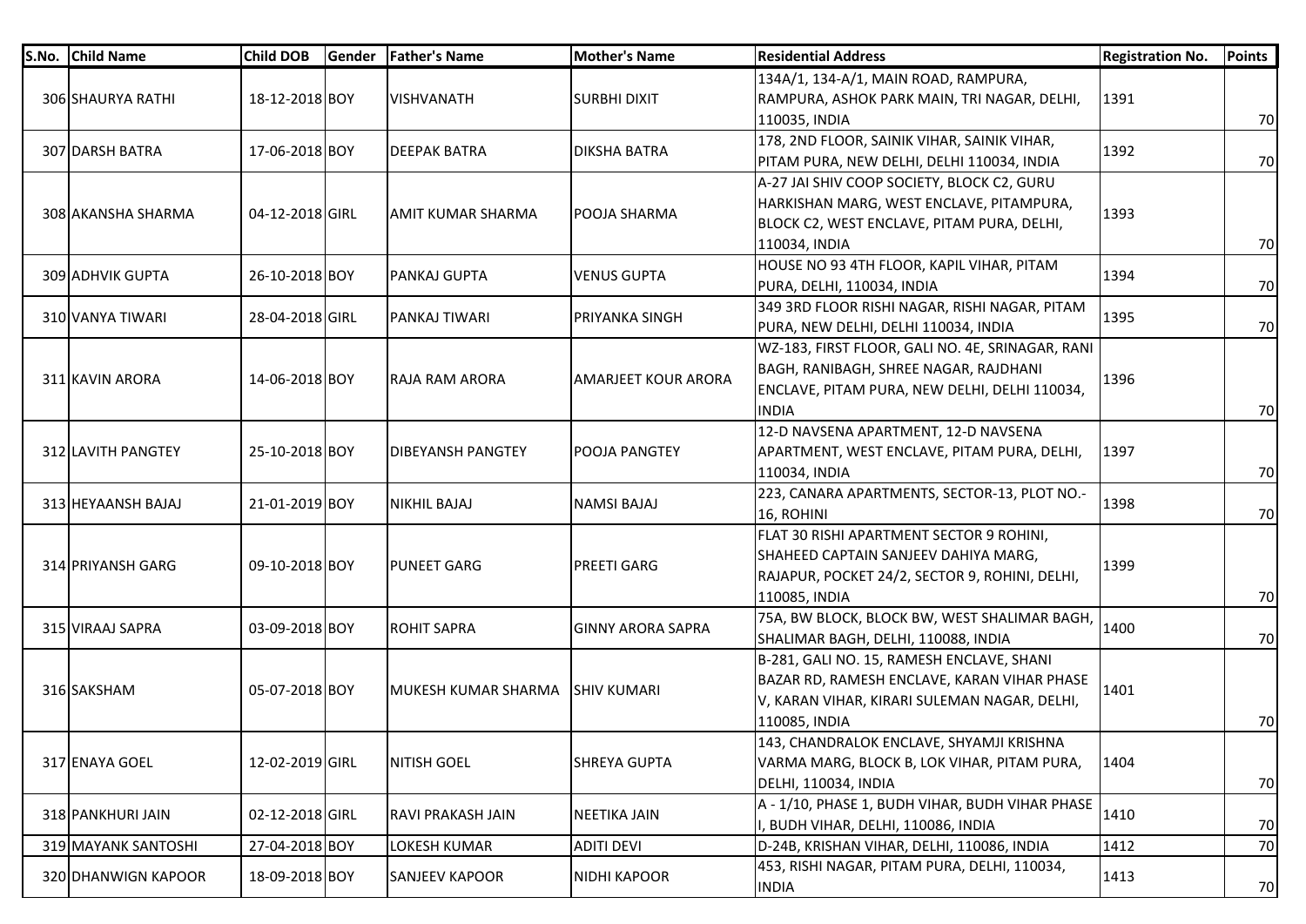| S.No. | Child Name | Child DOB | Gender | Father's Name | Mother's Name | Residential Address | Registration No. | Points |
|---|---|---|---|---|---|---|---|---|
| 306 | SHAURYA RATHI | 18-12-2018 | BOY | VISHVANATH | SURBHI DIXIT | 134A/1, 134-A/1, MAIN ROAD, RAMPURA, RAMPURA, ASHOK PARK MAIN, TRI NAGAR, DELHI, 110035, INDIA | 1391 | 70 |
| 307 | DARSH BATRA | 17-06-2018 | BOY | DEEPAK BATRA | DIKSHA BATRA | 178, 2ND FLOOR, SAINIK VIHAR, SAINIK VIHAR, PITAM PURA, NEW DELHI, DELHI 110034, INDIA | 1392 | 70 |
| 308 | AKANSHA SHARMA | 04-12-2018 | GIRL | AMIT KUMAR SHARMA | POOJA SHARMA | A-27 JAI SHIV COOP SOCIETY, BLOCK C2, GURU HARKISHAN MARG, WEST ENCLAVE, PITAMPURA, BLOCK C2, WEST ENCLAVE, PITAM PURA, DELHI, 110034, INDIA | 1393 | 70 |
| 309 | ADHVIK GUPTA | 26-10-2018 | BOY | PANKAJ GUPTA | VENUS GUPTA | HOUSE NO 93 4TH FLOOR, KAPIL VIHAR, PITAM PURA, DELHI, 110034, INDIA | 1394 | 70 |
| 310 | VANYA TIWARI | 28-04-2018 | GIRL | PANKAJ TIWARI | PRIYANKA SINGH | 349 3RD FLOOR RISHI NAGAR, RISHI NAGAR, PITAM PURA, NEW DELHI, DELHI 110034, INDIA | 1395 | 70 |
| 311 | KAVIN ARORA | 14-06-2018 | BOY | RAJA RAM ARORA | AMARJEET KOUR ARORA | WZ-183, FIRST FLOOR, GALI NO. 4E, SRINAGAR, RANI BAGH, RANIBAGH, SHREE NAGAR, RAJDHANI ENCLAVE, PITAM PURA, NEW DELHI, DELHI 110034, INDIA | 1396 | 70 |
| 312 | LAVITH PANGTEY | 25-10-2018 | BOY | DIBEYANSH PANGTEY | POOJA PANGTEY | 12-D NAVSENA APARTMENT, 12-D NAVSENA APARTMENT, WEST ENCLAVE, PITAM PURA, DELHI, 110034, INDIA | 1397 | 70 |
| 313 | HEYAANSH BAJAJ | 21-01-2019 | BOY | NIKHIL BAJAJ | NAMSI BAJAJ | 223, CANARA APARTMENTS, SECTOR-13, PLOT NO.- 16, ROHINI | 1398 | 70 |
| 314 | PRIYANSH GARG | 09-10-2018 | BOY | PUNEET GARG | PREETI GARG | FLAT 30 RISHI APARTMENT SECTOR 9 ROHINI, SHAHEED CAPTAIN SANJEEV DAHIYA MARG, RAJAPUR, POCKET 24/2, SECTOR 9, ROHINI, DELHI, 110085, INDIA | 1399 | 70 |
| 315 | VIRAAJ SAPRA | 03-09-2018 | BOY | ROHIT SAPRA | GINNY ARORA SAPRA | 75A, BW BLOCK, BLOCK BW, WEST SHALIMAR BAGH, SHALIMAR BAGH, DELHI, 110088, INDIA | 1400 | 70 |
| 316 | SAKSHAM | 05-07-2018 | BOY | MUKESH KUMAR SHARMA | SHIV KUMARI | B-281, GALI NO. 15, RAMESH ENCLAVE, SHANI BAZAR RD, RAMESH ENCLAVE, KARAN VIHAR PHASE V, KARAN VIHAR, KIRARI SULEMAN NAGAR, DELHI, 110085, INDIA | 1401 | 70 |
| 317 | ENAYA GOEL | 12-02-2019 | GIRL | NITISH GOEL | SHREYA GUPTA | 143, CHANDRALOK ENCLAVE, SHYAMJI KRISHNA VARMA MARG, BLOCK B, LOK VIHAR, PITAM PURA, DELHI, 110034, INDIA | 1404 | 70 |
| 318 | PANKHURI JAIN | 02-12-2018 | GIRL | RAVI PRAKASH JAIN | NEETIKA JAIN | A - 1/10, PHASE 1, BUDH VIHAR, BUDH VIHAR PHASE I, BUDH VIHAR, DELHI, 110086, INDIA | 1410 | 70 |
| 319 | MAYANK SANTOSHI | 27-04-2018 | BOY | LOKESH KUMAR | ADITI DEVI | D-24B, KRISHAN VIHAR, DELHI, 110086, INDIA | 1412 | 70 |
| 320 | DHANWIGN KAPOOR | 18-09-2018 | BOY | SANJEEV KAPOOR | NIDHI KAPOOR | 453, RISHI NAGAR, PITAM PURA, DELHI, 110034, INDIA | 1413 | 70 |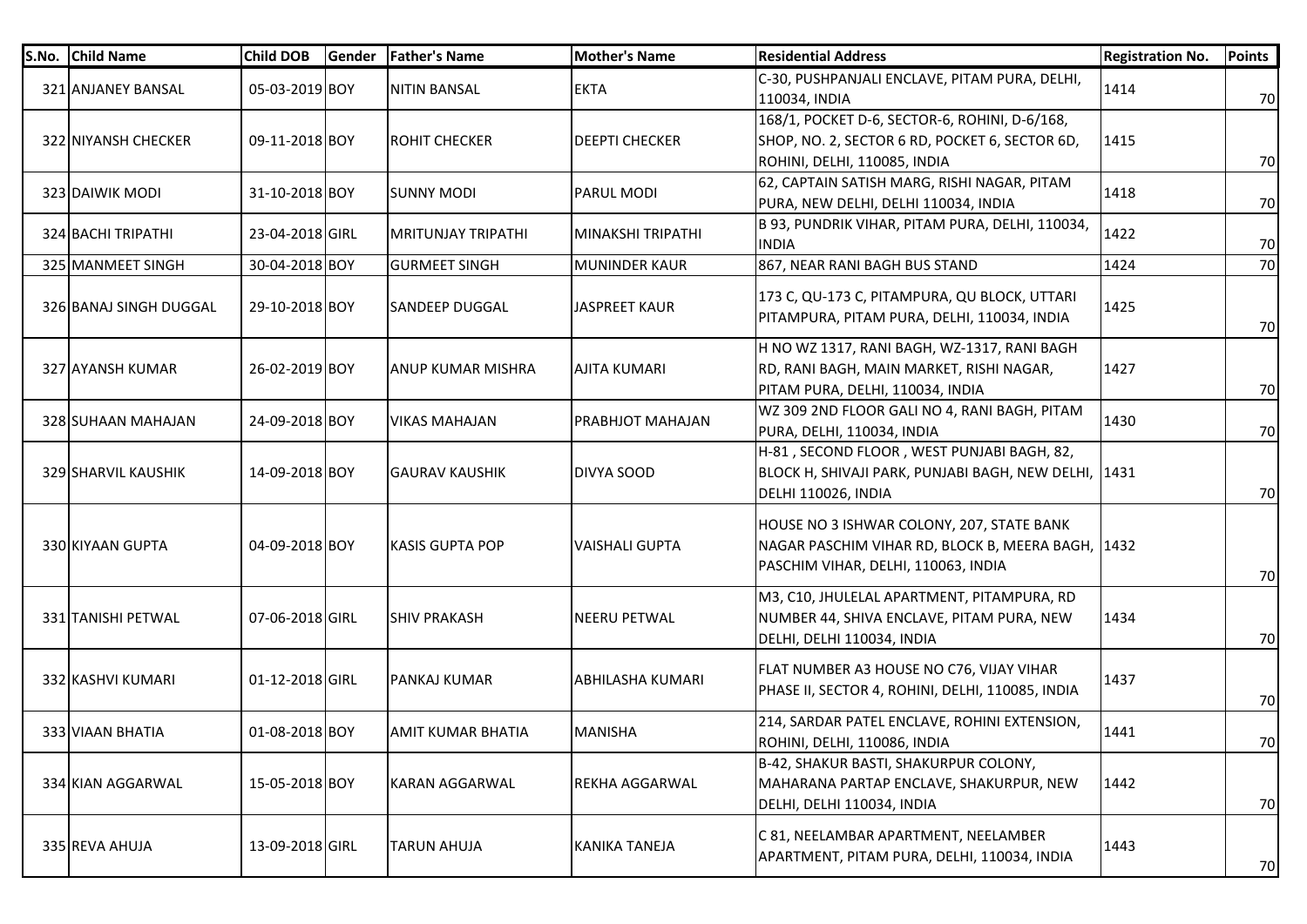| S.No. | Child Name | Child DOB | Gender | Father's Name | Mother's Name | Residential Address | Registration No. | Points |
|---|---|---|---|---|---|---|---|---|
| 321 | ANJANEY BANSAL | 05-03-2019 | BOY | NITIN BANSAL | EKTA | C-30, PUSHPANJALI ENCLAVE, PITAM PURA, DELHI, 110034, INDIA | 1414 | 70 |
| 322 | NIYANSH CHECKER | 09-11-2018 | BOY | ROHIT CHECKER | DEEPTI CHECKER | 168/1, POCKET D-6, SECTOR-6, ROHINI, D-6/168, SHOP, NO. 2, SECTOR 6 RD, POCKET 6, SECTOR 6D, ROHINI, DELHI, 110085, INDIA | 1415 | 70 |
| 323 | DAIWIK MODI | 31-10-2018 | BOY | SUNNY MODI | PARUL MODI | 62, CAPTAIN SATISH MARG, RISHI NAGAR, PITAM PURA, NEW DELHI, DELHI 110034, INDIA | 1418 | 70 |
| 324 | BACHI TRIPATHI | 23-04-2018 | GIRL | MRITUNJAY TRIPATHI | MINAKSHI TRIPATHI | B 93, PUNDRIK VIHAR, PITAM PURA, DELHI, 110034, INDIA | 1422 | 70 |
| 325 | MANMEET SINGH | 30-04-2018 | BOY | GURMEET SINGH | MUNINDER KAUR | 867, NEAR RANI BAGH BUS STAND | 1424 | 70 |
| 326 | BANAJ SINGH DUGGAL | 29-10-2018 | BOY | SANDEEP DUGGAL | JASPREET KAUR | 173 C, QU-173 C, PITAMPURA, QU BLOCK, UTTARI PITAMPURA, PITAM PURA, DELHI, 110034, INDIA | 1425 | 70 |
| 327 | AYANSH KUMAR | 26-02-2019 | BOY | ANUP KUMAR MISHRA | AJITA KUMARI | H NO WZ 1317, RANI BAGH, WZ-1317, RANI BAGH RD, RANI BAGH, MAIN MARKET, RISHI NAGAR, PITAM PURA, DELHI, 110034, INDIA | 1427 | 70 |
| 328 | SUHAAN MAHAJAN | 24-09-2018 | BOY | VIKAS MAHAJAN | PRABHJOT MAHAJAN | WZ 309 2ND FLOOR GALI NO 4, RANI BAGH, PITAM PURA, DELHI, 110034, INDIA | 1430 | 70 |
| 329 | SHARVIL KAUSHIK | 14-09-2018 | BOY | GAURAV KAUSHIK | DIVYA SOOD | H-81 , SECOND FLOOR , WEST PUNJABI BAGH, 82, BLOCK H, SHIVAJI PARK, PUNJABI BAGH, NEW DELHI, DELHI 110026, INDIA | 1431 | 70 |
| 330 | KIYAAN GUPTA | 04-09-2018 | BOY | KASIS GUPTA POP | VAISHALI GUPTA | HOUSE NO 3 ISHWAR COLONY, 207, STATE BANK NAGAR PASCHIM VIHAR RD, BLOCK B, MEERA BAGH, PASCHIM VIHAR, DELHI, 110063, INDIA | 1432 | 70 |
| 331 | TANISHI PETWAL | 07-06-2018 | GIRL | SHIV PRAKASH | NEERU PETWAL | M3, C10, JHULELAL APARTMENT, PITAMPURA, RD NUMBER 44, SHIVA ENCLAVE, PITAM PURA, NEW DELHI, DELHI 110034, INDIA | 1434 | 70 |
| 332 | KASHVI KUMARI | 01-12-2018 | GIRL | PANKAJ KUMAR | ABHILASHA KUMARI | FLAT NUMBER A3 HOUSE NO C76, VIJAY VIHAR PHASE II, SECTOR 4, ROHINI, DELHI, 110085, INDIA | 1437 | 70 |
| 333 | VIAAN BHATIA | 01-08-2018 | BOY | AMIT KUMAR BHATIA | MANISHA | 214, SARDAR PATEL ENCLAVE, ROHINI EXTENSION, ROHINI, DELHI, 110086, INDIA | 1441 | 70 |
| 334 | KIAN AGGARWAL | 15-05-2018 | BOY | KARAN AGGARWAL | REKHA AGGARWAL | B-42, SHAKUR BASTI, SHAKURPUR COLONY, MAHARANA PARTAP ENCLAVE, SHAKURPUR, NEW DELHI, DELHI 110034, INDIA | 1442 | 70 |
| 335 | REVA AHUJA | 13-09-2018 | GIRL | TARUN AHUJA | KANIKA TANEJA | C 81, NEELAMBAR APARTMENT, NEELAMBER APARTMENT, PITAM PURA, DELHI, 110034, INDIA | 1443 | 70 |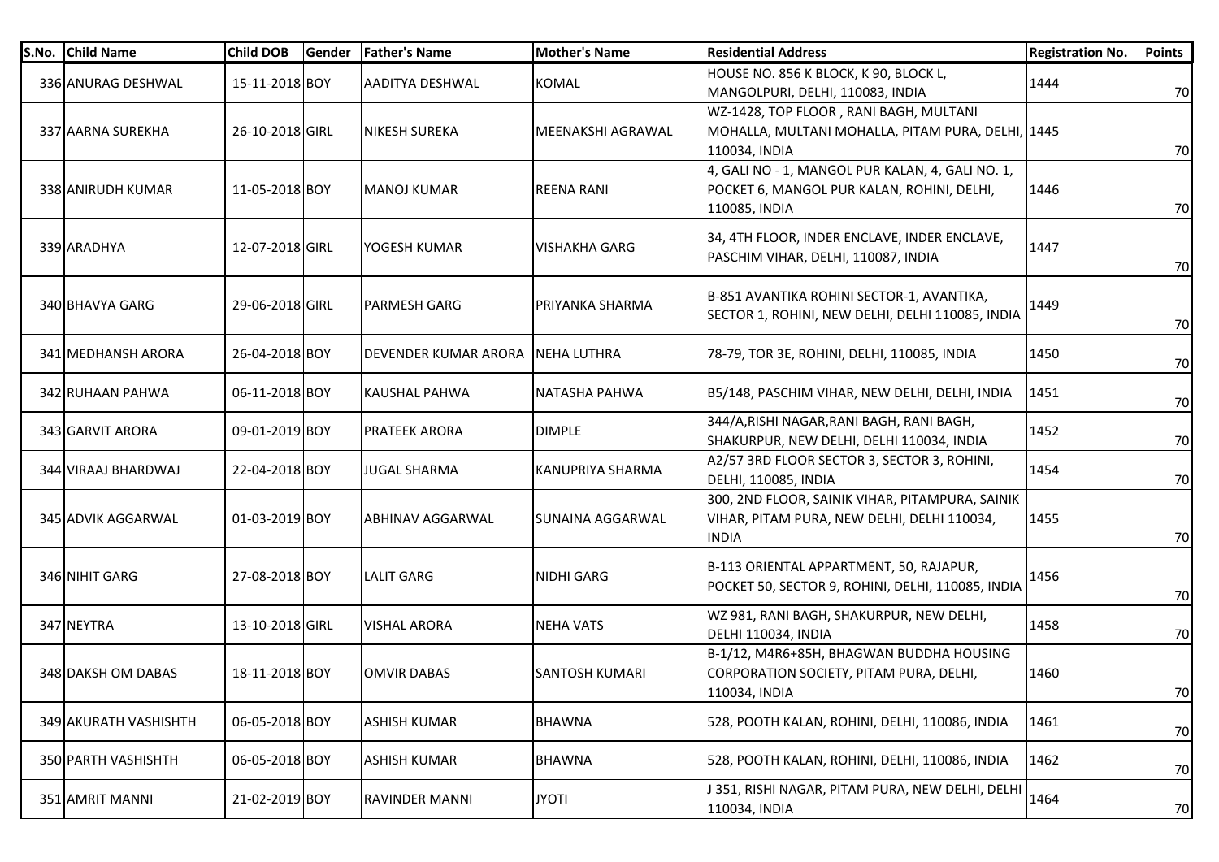| S.No. | Child Name | Child DOB | Gender | Father's Name | Mother's Name | Residential Address | Registration No. | Points |
|---|---|---|---|---|---|---|---|---|
| 336 | ANURAG DESHWAL | 15-11-2018 | BOY | AADITYA DESHWAL | KOMAL | HOUSE NO. 856 K BLOCK, K 90, BLOCK L, MANGOLPURI, DELHI, 110083, INDIA | 1444 | 70 |
| 337 | AARNA SUREKHA | 26-10-2018 | GIRL | NIKESH SUREKA | MEENAKSHI AGRAWAL | WZ-1428, TOP FLOOR , RANI BAGH, MULTANI MOHALLA, MULTANI MOHALLA, PITAM PURA, DELHI, 110034, INDIA | 1445 | 70 |
| 338 | ANIRUDH KUMAR | 11-05-2018 | BOY | MANOJ KUMAR | REENA RANI | 4, GALI NO - 1, MANGOL PUR KALAN, 4, GALI NO. 1, POCKET 6, MANGOL PUR KALAN, ROHINI, DELHI, 110085, INDIA | 1446 | 70 |
| 339 | ARADHYA | 12-07-2018 | GIRL | YOGESH KUMAR | VISHAKHA GARG | 34, 4TH FLOOR, INDER ENCLAVE, INDER ENCLAVE, PASCHIM VIHAR, DELHI, 110087, INDIA | 1447 | 70 |
| 340 | BHAVYA GARG | 29-06-2018 | GIRL | PARMESH GARG | PRIYANKA SHARMA | B-851 AVANTIKA ROHINI SECTOR-1, AVANTIKA, SECTOR 1, ROHINI, NEW DELHI, DELHI 110085, INDIA | 1449 | 70 |
| 341 | MEDHANSH ARORA | 26-04-2018 | BOY | DEVENDER KUMAR ARORA | NEHA LUTHRA | 78-79, TOR 3E, ROHINI, DELHI, 110085, INDIA | 1450 | 70 |
| 342 | RUHAAN PAHWA | 06-11-2018 | BOY | KAUSHAL PAHWA | NATASHA PAHWA | B5/148, PASCHIM VIHAR, NEW DELHI, DELHI, INDIA | 1451 | 70 |
| 343 | GARVIT ARORA | 09-01-2019 | BOY | PRATEEK ARORA | DIMPLE | 344/A,RISHI NAGAR,RANI BAGH, RANI BAGH, SHAKURPUR, NEW DELHI, DELHI 110034, INDIA | 1452 | 70 |
| 344 | VIRAAJ BHARDWAJ | 22-04-2018 | BOY | JUGAL SHARMA | KANUPRIYA SHARMA | A2/57 3RD FLOOR SECTOR 3, SECTOR 3, ROHINI, DELHI, 110085, INDIA | 1454 | 70 |
| 345 | ADVIK AGGARWAL | 01-03-2019 | BOY | ABHINAV AGGARWAL | SUNAINA AGGARWAL | 300, 2ND FLOOR, SAINIK VIHAR, PITAMPURA, SAINIK VIHAR, PITAM PURA, NEW DELHI, DELHI 110034, INDIA | 1455 | 70 |
| 346 | NIHIT GARG | 27-08-2018 | BOY | LALIT GARG | NIDHI GARG | B-113 ORIENTAL APPARTMENT, 50, RAJAPUR, POCKET 50, SECTOR 9, ROHINI, DELHI, 110085, INDIA | 1456 | 70 |
| 347 | NEYTRA | 13-10-2018 | GIRL | VISHAL ARORA | NEHA VATS | WZ 981, RANI BAGH, SHAKURPUR, NEW DELHI, DELHI 110034, INDIA | 1458 | 70 |
| 348 | DAKSH OM DABAS | 18-11-2018 | BOY | OMVIR DABAS | SANTOSH KUMARI | B-1/12, M4R6+85H, BHAGWAN BUDDHA HOUSING CORPORATION SOCIETY, PITAM PURA, DELHI, 110034, INDIA | 1460 | 70 |
| 349 | AKURATH VASHISHTH | 06-05-2018 | BOY | ASHISH KUMAR | BHAWNA | 528, POOTH KALAN, ROHINI, DELHI, 110086, INDIA | 1461 | 70 |
| 350 | PARTH VASHISHTH | 06-05-2018 | BOY | ASHISH KUMAR | BHAWNA | 528, POOTH KALAN, ROHINI, DELHI, 110086, INDIA | 1462 | 70 |
| 351 | AMRIT MANNI | 21-02-2019 | BOY | RAVINDER MANNI | JYOTI | J 351, RISHI NAGAR, PITAM PURA, NEW DELHI, DELHI 110034, INDIA | 1464 | 70 |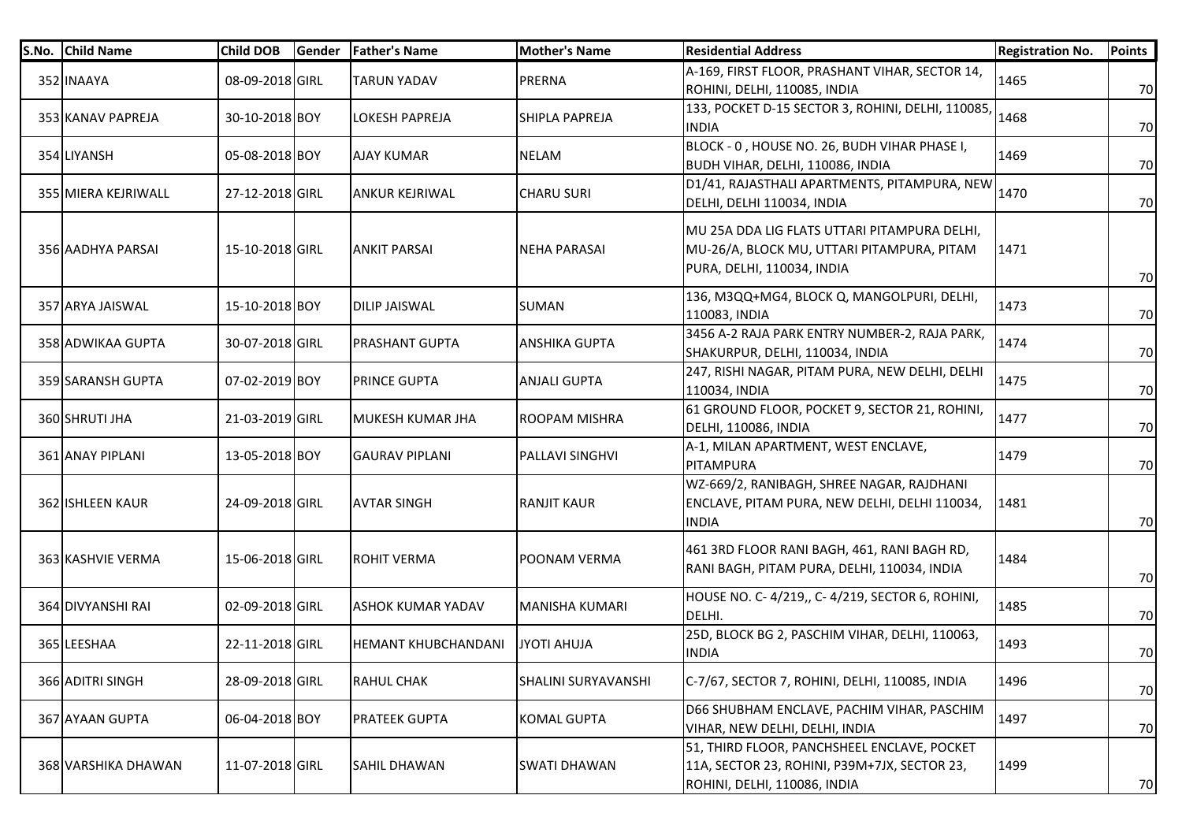| S.No. | Child Name | Child DOB | Gender | Father's Name | Mother's Name | Residential Address | Registration No. | Points |
|---|---|---|---|---|---|---|---|---|
| 352 | INAAYA | 08-09-2018 | GIRL | TARUN YADAV | PRERNA | A-169, FIRST FLOOR, PRASHANT VIHAR, SECTOR 14, ROHINI, DELHI, 110085, INDIA | 1465 | 70 |
| 353 | KANAV PAPREJA | 30-10-2018 | BOY | LOKESH PAPREJA | SHIPLA PAPREJA | 133, POCKET D-15 SECTOR 3, ROHINI, DELHI, 110085, INDIA | 1468 | 70 |
| 354 | LIYANSH | 05-08-2018 | BOY | AJAY KUMAR | NELAM | BLOCK - 0 , HOUSE NO. 26, BUDH VIHAR PHASE I, BUDH VIHAR, DELHI, 110086, INDIA | 1469 | 70 |
| 355 | MIERA KEJRIWALL | 27-12-2018 | GIRL | ANKUR KEJRIWAL | CHARU SURI | D1/41, RAJASTHALI APARTMENTS, PITAMPURA, NEW DELHI, DELHI 110034, INDIA | 1470 | 70 |
| 356 | AADHYA PARSAI | 15-10-2018 | GIRL | ANKIT PARSAI | NEHA PARASAI | MU 25A DDA LIG FLATS UTTARI PITAMPURA DELHI, MU-26/A, BLOCK MU, UTTARI PITAMPURA, PITAM PURA, DELHI, 110034, INDIA | 1471 | 70 |
| 357 | ARYA JAISWAL | 15-10-2018 | BOY | DILIP JAISWAL | SUMAN | 136, M3QQ+MG4, BLOCK Q, MANGOLPURI, DELHI, 110083, INDIA | 1473 | 70 |
| 358 | ADWIKAA GUPTA | 30-07-2018 | GIRL | PRASHANT GUPTA | ANSHIKA GUPTA | 3456 A-2 RAJA PARK ENTRY NUMBER-2, RAJA PARK, SHAKURPUR, DELHI, 110034, INDIA | 1474 | 70 |
| 359 | SARANSH GUPTA | 07-02-2019 | BOY | PRINCE GUPTA | ANJALI GUPTA | 247, RISHI NAGAR, PITAM PURA, NEW DELHI, DELHI 110034, INDIA | 1475 | 70 |
| 360 | SHRUTI JHA | 21-03-2019 | GIRL | MUKESH KUMAR JHA | ROOPAM MISHRA | 61 GROUND FLOOR, POCKET 9, SECTOR 21, ROHINI, DELHI, 110086, INDIA | 1477 | 70 |
| 361 | ANAY PIPLANI | 13-05-2018 | BOY | GAURAV PIPLANI | PALLAVI SINGHVI | A-1, MILAN APARTMENT, WEST ENCLAVE, PITAMPURA | 1479 | 70 |
| 362 | ISHLEEN KAUR | 24-09-2018 | GIRL | AVTAR SINGH | RANJIT KAUR | WZ-669/2, RANIBAGH, SHREE NAGAR, RAJDHANI ENCLAVE, PITAM PURA, NEW DELHI, DELHI 110034, INDIA | 1481 | 70 |
| 363 | KASHVIE VERMA | 15-06-2018 | GIRL | ROHIT VERMA | POONAM VERMA | 461 3RD FLOOR RANI BAGH, 461, RANI BAGH RD, RANI BAGH, PITAM PURA, DELHI, 110034, INDIA | 1484 | 70 |
| 364 | DIVYANSHI RAI | 02-09-2018 | GIRL | ASHOK KUMAR YADAV | MANISHA KUMARI | HOUSE NO. C- 4/219,, C- 4/219, SECTOR 6, ROHINI, DELHI. | 1485 | 70 |
| 365 | LEESHAA | 22-11-2018 | GIRL | HEMANT KHUBCHANDANI | JYOTI AHUJA | 25D, BLOCK BG 2, PASCHIM VIHAR, DELHI, 110063, INDIA | 1493 | 70 |
| 366 | ADITRI SINGH | 28-09-2018 | GIRL | RAHUL CHAK | SHALINI SURYAVANSHI | C-7/67, SECTOR 7, ROHINI, DELHI, 110085, INDIA | 1496 | 70 |
| 367 | AYAAN GUPTA | 06-04-2018 | BOY | PRATEEK GUPTA | KOMAL GUPTA | D66 SHUBHAM ENCLAVE, PACHIM VIHAR, PASCHIM VIHAR, NEW DELHI, DELHI, INDIA | 1497 | 70 |
| 368 | VARSHIKA DHAWAN | 11-07-2018 | GIRL | SAHIL DHAWAN | SWATI DHAWAN | 51, THIRD FLOOR, PANCHSHEEL ENCLAVE, POCKET 11A, SECTOR 23, ROHINI, P39M+7JX, SECTOR 23, ROHINI, DELHI, 110086, INDIA | 1499 | 70 |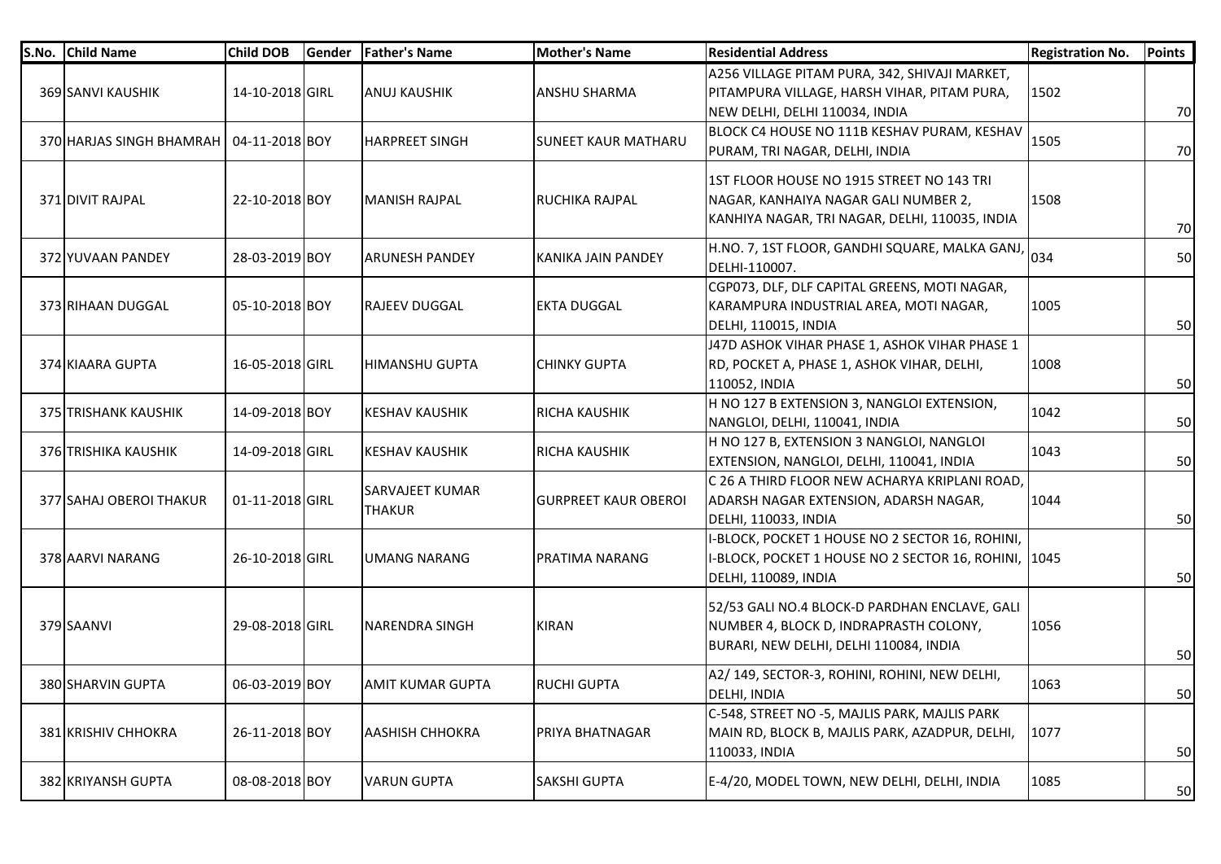| S.No. | Child Name | Child DOB | Gender | Father's Name | Mother's Name | Residential Address | Registration No. | Points |
|---|---|---|---|---|---|---|---|---|
| 369 | SANVI KAUSHIK | 14-10-2018 | GIRL | ANUJ KAUSHIK | ANSHU SHARMA | A256 VILLAGE PITAM PURA, 342, SHIVAJI MARKET, PITAMPURA VILLAGE, HARSH VIHAR, PITAM PURA, NEW DELHI, DELHI 110034, INDIA | 1502 | 70 |
| 370 | HARJAS SINGH BHAMRAH | 04-11-2018 | BOY | HARPREET SINGH | SUNEET KAUR MATHARU | BLOCK C4 HOUSE NO 111B KESHAV PURAM, KESHAV PURAM, TRI NAGAR, DELHI, INDIA | 1505 | 70 |
| 371 | DIVIT RAJPAL | 22-10-2018 | BOY | MANISH RAJPAL | RUCHIKA RAJPAL | 1ST FLOOR HOUSE NO 1915 STREET NO 143 TRI NAGAR, KANHAIYA NAGAR GALI NUMBER 2, KANHIYA NAGAR, TRI NAGAR, DELHI, 110035, INDIA | 1508 | 70 |
| 372 | YUVAAN PANDEY | 28-03-2019 | BOY | ARUNESH PANDEY | KANIKA JAIN PANDEY | H.NO. 7, 1ST FLOOR, GANDHI SQUARE, MALKA GANJ, DELHI-110007. | 034 | 50 |
| 373 | RIHAAN DUGGAL | 05-10-2018 | BOY | RAJEEV DUGGAL | EKTA DUGGAL | CGP073, DLF, DLF CAPITAL GREENS, MOTI NAGAR, KARAMPURA INDUSTRIAL AREA, MOTI NAGAR, DELHI, 110015, INDIA | 1005 | 50 |
| 374 | KIAARA GUPTA | 16-05-2018 | GIRL | HIMANSHU GUPTA | CHINKY GUPTA | J47D ASHOK VIHAR PHASE 1, ASHOK VIHAR PHASE 1 RD, POCKET A, PHASE 1, ASHOK VIHAR, DELHI, 110052, INDIA | 1008 | 50 |
| 375 | TRISHANK KAUSHIK | 14-09-2018 | BOY | KESHAV KAUSHIK | RICHA KAUSHIK | H NO 127 B EXTENSION 3, NANGLOI EXTENSION, NANGLOI, DELHI, 110041, INDIA | 1042 | 50 |
| 376 | TRISHIKA KAUSHIK | 14-09-2018 | GIRL | KESHAV KAUSHIK | RICHA KAUSHIK | H NO 127 B, EXTENSION 3 NANGLOI, NANGLOI EXTENSION, NANGLOI, DELHI, 110041, INDIA | 1043 | 50 |
| 377 | SAHAJ OBEROI THAKUR | 01-11-2018 | GIRL | SARVAJEET KUMAR THAKUR | GURPREET KAUR OBEROI | C 26 A THIRD FLOOR NEW ACHARYA KRIPLANI ROAD, ADARSH NAGAR EXTENSION, ADARSH NAGAR, DELHI, 110033, INDIA | 1044 | 50 |
| 378 | AARVI NARANG | 26-10-2018 | GIRL | UMANG NARANG | PRATIMA NARANG | I-BLOCK, POCKET 1 HOUSE NO 2 SECTOR 16, ROHINI, I-BLOCK, POCKET 1 HOUSE NO 2 SECTOR 16, ROHINI, DELHI, 110089, INDIA | 1045 | 50 |
| 379 | SAANVI | 29-08-2018 | GIRL | NARENDRA SINGH | KIRAN | 52/53 GALI NO.4 BLOCK-D PARDHAN ENCLAVE, GALI NUMBER 4, BLOCK D, INDRAPRASTH COLONY, BURARI, NEW DELHI, DELHI 110084, INDIA | 1056 | 50 |
| 380 | SHARVIN GUPTA | 06-03-2019 | BOY | AMIT KUMAR GUPTA | RUCHI GUPTA | A2/ 149, SECTOR-3, ROHINI, ROHINI, NEW DELHI, DELHI, INDIA | 1063 | 50 |
| 381 | KRISHIV CHHOKRA | 26-11-2018 | BOY | AASHISH CHHOKRA | PRIYA BHATNAGAR | C-548, STREET NO -5, MAJLIS PARK, MAJLIS PARK MAIN RD, BLOCK B, MAJLIS PARK, AZADPUR, DELHI, 110033, INDIA | 1077 | 50 |
| 382 | KRIYANSH GUPTA | 08-08-2018 | BOY | VARUN GUPTA | SAKSHI GUPTA | E-4/20, MODEL TOWN, NEW DELHI, DELHI, INDIA | 1085 | 50 |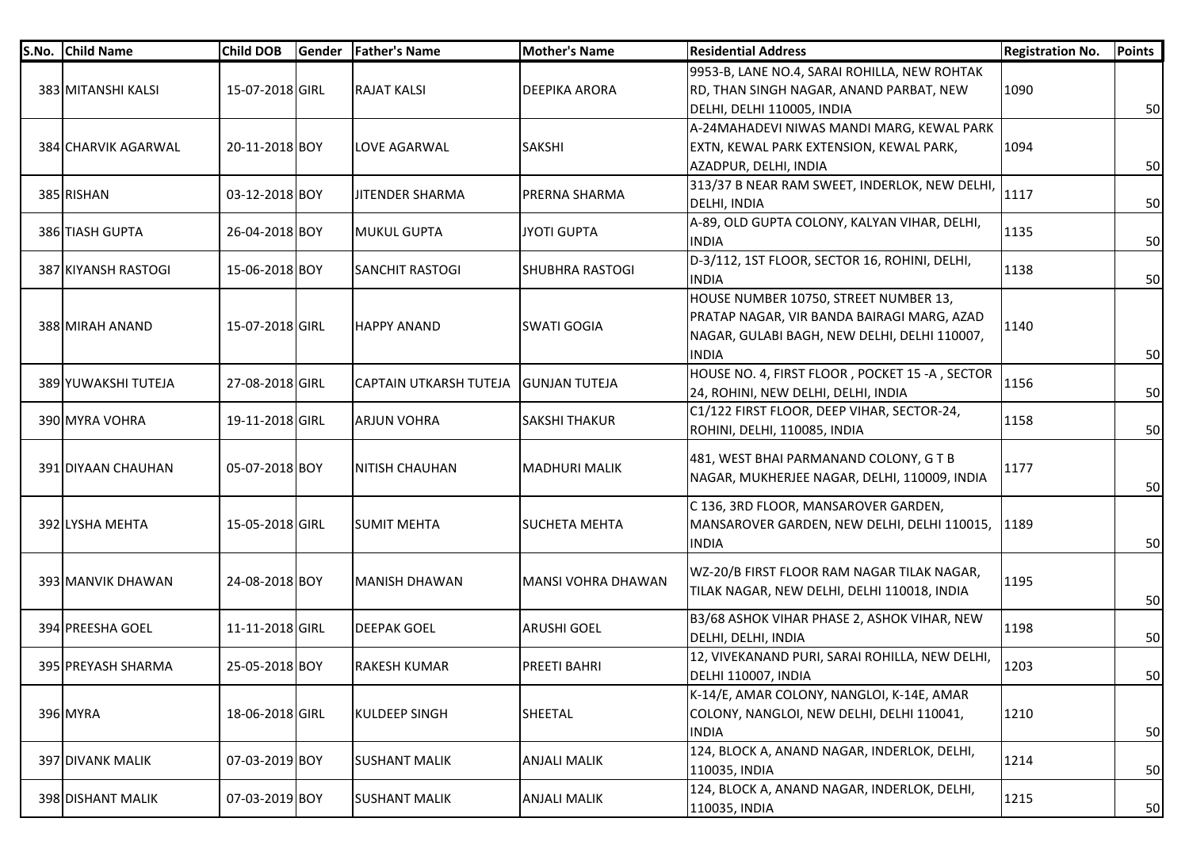| S.No. | Child Name | Child DOB | Gender | Father's Name | Mother's Name | Residential Address | Registration No. | Points |
|---|---|---|---|---|---|---|---|---|
| 383 | MITANSHI KALSI | 15-07-2018 | GIRL | RAJAT KALSI | DEEPIKA ARORA | 9953-B, LANE NO.4, SARAI ROHILLA, NEW ROHTAK RD, THAN SINGH NAGAR, ANAND PARBAT, NEW DELHI, DELHI 110005, INDIA | 1090 | 50 |
| 384 | CHARVIK AGARWAL | 20-11-2018 | BOY | LOVE AGARWAL | SAKSHI | A-24MAHADEVI NIWAS MANDI MARG, KEWAL PARK EXTN, KEWAL PARK EXTENSION, KEWAL PARK, AZADPUR, DELHI, INDIA | 1094 | 50 |
| 385 | RISHAN | 03-12-2018 | BOY | JITENDER SHARMA | PRERNA SHARMA | 313/37 B NEAR RAM SWEET, INDERLOK, NEW DELHI, DELHI, INDIA | 1117 | 50 |
| 386 | TIASH GUPTA | 26-04-2018 | BOY | MUKUL GUPTA | JYOTI GUPTA | A-89, OLD GUPTA COLONY, KALYAN VIHAR, DELHI, INDIA | 1135 | 50 |
| 387 | KIYANSH RASTOGI | 15-06-2018 | BOY | SANCHIT RASTOGI | SHUBHRA RASTOGI | D-3/112, 1ST FLOOR, SECTOR 16, ROHINI, DELHI, INDIA | 1138 | 50 |
| 388 | MIRAH ANAND | 15-07-2018 | GIRL | HAPPY ANAND | SWATI GOGIA | HOUSE NUMBER 10750, STREET NUMBER 13, PRATAP NAGAR, VIR BANDA BAIRAGI MARG, AZAD NAGAR, GULABI BAGH, NEW DELHI, DELHI 110007, INDIA | 1140 | 50 |
| 389 | YUWAKSHI TUTEJA | 27-08-2018 | GIRL | CAPTAIN UTKARSH TUTEJA | GUNJAN TUTEJA | HOUSE NO. 4, FIRST FLOOR , POCKET 15 -A , SECTOR 24, ROHINI, NEW DELHI, DELHI, INDIA | 1156 | 50 |
| 390 | MYRA VOHRA | 19-11-2018 | GIRL | ARJUN VOHRA | SAKSHI THAKUR | C1/122 FIRST FLOOR, DEEP VIHAR, SECTOR-24, ROHINI, DELHI, 110085, INDIA | 1158 | 50 |
| 391 | DIYAAN CHAUHAN | 05-07-2018 | BOY | NITISH CHAUHAN | MADHURI MALIK | 481, WEST BHAI PARMANAND COLONY, G T B NAGAR, MUKHERJEE NAGAR, DELHI, 110009, INDIA | 1177 | 50 |
| 392 | LYSHA MEHTA | 15-05-2018 | GIRL | SUMIT MEHTA | SUCHETA MEHTA | C 136, 3RD FLOOR, MANSAROVER GARDEN, MANSAROVER GARDEN, NEW DELHI, DELHI 110015, INDIA | 1189 | 50 |
| 393 | MANVIK DHAWAN | 24-08-2018 | BOY | MANISH DHAWAN | MANSI VOHRA DHAWAN | WZ-20/B FIRST FLOOR RAM NAGAR TILAK NAGAR, TILAK NAGAR, NEW DELHI, DELHI 110018, INDIA | 1195 | 50 |
| 394 | PREESHA GOEL | 11-11-2018 | GIRL | DEEPAK GOEL | ARUSHI GOEL | B3/68 ASHOK VIHAR PHASE 2, ASHOK VIHAR, NEW DELHI, DELHI, INDIA | 1198 | 50 |
| 395 | PREYASH SHARMA | 25-05-2018 | BOY | RAKESH KUMAR | PREETI BAHRI | 12, VIVEKANAND PURI, SARAI ROHILLA, NEW DELHI, DELHI 110007, INDIA | 1203 | 50 |
| 396 | MYRA | 18-06-2018 | GIRL | KULDEEP SINGH | SHEETAL | K-14/E, AMAR COLONY, NANGLOI, K-14E, AMAR COLONY, NANGLOI, NEW DELHI, DELHI 110041, INDIA | 1210 | 50 |
| 397 | DIVANK MALIK | 07-03-2019 | BOY | SUSHANT MALIK | ANJALI MALIK | 124, BLOCK A, ANAND NAGAR, INDERLOK, DELHI, 110035, INDIA | 1214 | 50 |
| 398 | DISHANT MALIK | 07-03-2019 | BOY | SUSHANT MALIK | ANJALI MALIK | 124, BLOCK A, ANAND NAGAR, INDERLOK, DELHI, 110035, INDIA | 1215 | 50 |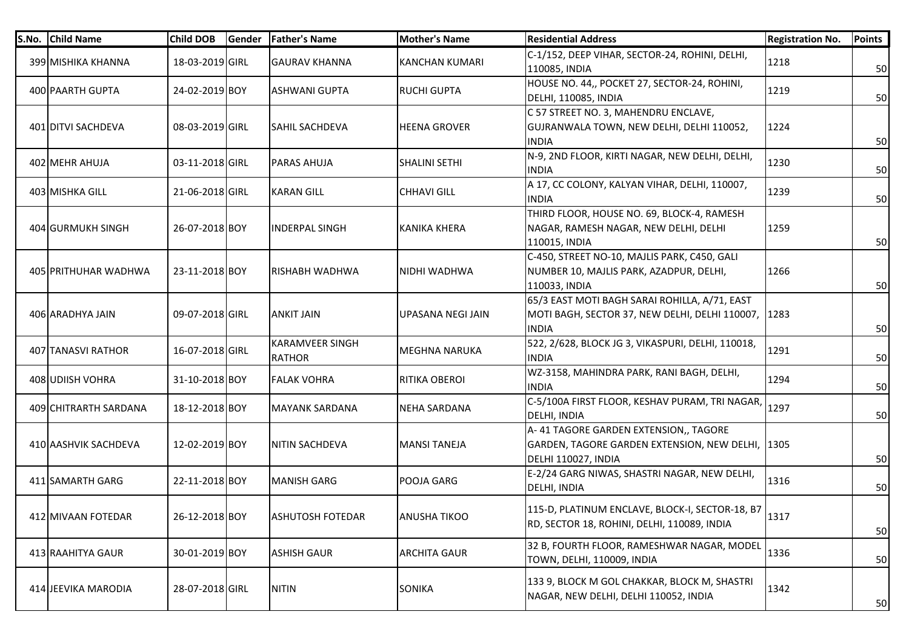| S.No. | Child Name | Child DOB | Gender | Father's Name | Mother's Name | Residential Address | Registration No. | Points |
|---|---|---|---|---|---|---|---|---|
| 399 | MISHIKA KHANNA | 18-03-2019 | GIRL | GAURAV KHANNA | KANCHAN KUMARI | C-1/152, DEEP VIHAR, SECTOR-24, ROHINI, DELHI, 110085, INDIA | 1218 | 50 |
| 400 | PAARTH GUPTA | 24-02-2019 | BOY | ASHWANI GUPTA | RUCHI GUPTA | HOUSE NO. 44,, POCKET 27, SECTOR-24, ROHINI, DELHI, 110085, INDIA | 1219 | 50 |
| 401 | DITVI SACHDEVA | 08-03-2019 | GIRL | SAHIL SACHDEVA | HEENA GROVER | C 57 STREET NO. 3, MAHENDRU ENCLAVE, GUJRANWALA TOWN, NEW DELHI, DELHI 110052, INDIA | 1224 | 50 |
| 402 | MEHR AHUJA | 03-11-2018 | GIRL | PARAS AHUJA | SHALINI SETHI | N-9, 2ND FLOOR, KIRTI NAGAR, NEW DELHI, DELHI, INDIA | 1230 | 50 |
| 403 | MISHKA GILL | 21-06-2018 | GIRL | KARAN GILL | CHHAVI GILL | A 17, CC COLONY, KALYAN VIHAR, DELHI, 110007, INDIA | 1239 | 50 |
| 404 | GURMUKH SINGH | 26-07-2018 | BOY | INDERPAL SINGH | KANIKA KHERA | THIRD FLOOR, HOUSE NO. 69, BLOCK-4, RAMESH NAGAR, RAMESH NAGAR, NEW DELHI, DELHI 110015, INDIA | 1259 | 50 |
| 405 | PRITHUHAR WADHWA | 23-11-2018 | BOY | RISHABH WADHWA | NIDHI WADHWA | C-450, STREET NO-10, MAJLIS PARK, C450, GALI NUMBER 10, MAJLIS PARK, AZADPUR, DELHI, 110033, INDIA | 1266 | 50 |
| 406 | ARADHYA JAIN | 09-07-2018 | GIRL | ANKIT JAIN | UPASANA NEGI JAIN | 65/3 EAST MOTI BAGH SARAI ROHILLA, A/71, EAST MOTI BAGH, SECTOR 37, NEW DELHI, DELHI 110007, INDIA | 1283 | 50 |
| 407 | TANASVI RATHOR | 16-07-2018 | GIRL | KARAMVEER SINGH RATHOR | MEGHNA NARUKA | 522, 2/628, BLOCK JG 3, VIKASPURI, DELHI, 110018, INDIA | 1291 | 50 |
| 408 | UDIISH VOHRA | 31-10-2018 | BOY | FALAK VOHRA | RITIKA OBEROI | WZ-3158, MAHINDRA PARK, RANI BAGH, DELHI, INDIA | 1294 | 50 |
| 409 | CHITRARTH SARDANA | 18-12-2018 | BOY | MAYANK SARDANA | NEHA SARDANA | C-5/100A FIRST FLOOR, KESHAV PURAM, TRI NAGAR, DELHI, INDIA | 1297 | 50 |
| 410 | AASHVIK SACHDEVA | 12-02-2019 | BOY | NITIN SACHDEVA | MANSI TANEJA | A- 41 TAGORE GARDEN EXTENSION,, TAGORE GARDEN, TAGORE GARDEN EXTENSION, NEW DELHI, DELHI 110027, INDIA | 1305 | 50 |
| 411 | SAMARTH GARG | 22-11-2018 | BOY | MANISH GARG | POOJA GARG | E-2/24 GARG NIWAS, SHASTRI NAGAR, NEW DELHI, DELHI, INDIA | 1316 | 50 |
| 412 | MIVAAN FOTEDAR | 26-12-2018 | BOY | ASHUTOSH FOTEDAR | ANUSHA TIKOO | 115-D, PLATINUM ENCLAVE, BLOCK-I, SECTOR-18, B7 RD, SECTOR 18, ROHINI, DELHI, 110089, INDIA | 1317 | 50 |
| 413 | RAAHITYA GAUR | 30-01-2019 | BOY | ASHISH GAUR | ARCHITA GAUR | 32 B, FOURTH FLOOR, RAMESHWAR NAGAR, MODEL TOWN, DELHI, 110009, INDIA | 1336 | 50 |
| 414 | JEEVIKA MARODIA | 28-07-2018 | GIRL | NITIN | SONIKA | 133 9, BLOCK M GOL CHAKKAR, BLOCK M, SHASTRI NAGAR, NEW DELHI, DELHI 110052, INDIA | 1342 | 50 |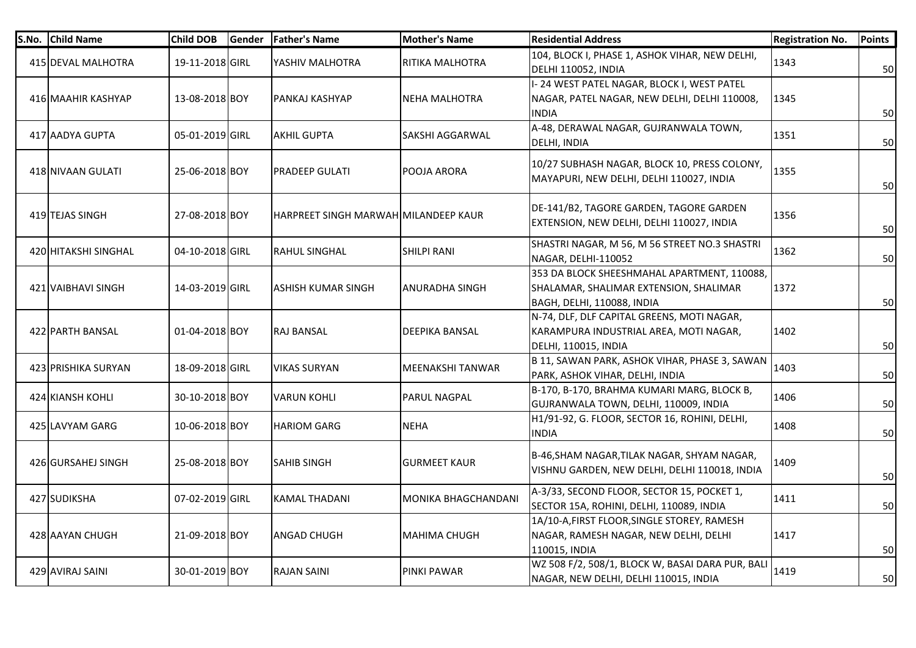| S.No. | Child Name | Child DOB | Gender | Father's Name | Mother's Name | Residential Address | Registration No. | Points |
|---|---|---|---|---|---|---|---|---|
| 415 | DEVAL MALHOTRA | 19-11-2018 | GIRL | YASHIV MALHOTRA | RITIKA MALHOTRA | 104, BLOCK I, PHASE 1, ASHOK VIHAR, NEW DELHI, DELHI 110052, INDIA | 1343 | 50 |
| 416 | MAAHIR KASHYAP | 13-08-2018 | BOY | PANKAJ KASHYAP | NEHA MALHOTRA | I- 24 WEST PATEL NAGAR, BLOCK I, WEST PATEL NAGAR, PATEL NAGAR, NEW DELHI, DELHI 110008, INDIA | 1345 | 50 |
| 417 | AADYA GUPTA | 05-01-2019 | GIRL | AKHIL GUPTA | SAKSHI AGGARWAL | A-48, DERAWAL NAGAR, GUJRANWALA TOWN, DELHI, INDIA | 1351 | 50 |
| 418 | NIVAAN GULATI | 25-06-2018 | BOY | PRADEEP GULATI | POOJA ARORA | 10/27 SUBHASH NAGAR, BLOCK 10, PRESS COLONY, MAYAPURI, NEW DELHI, DELHI 110027, INDIA | 1355 | 50 |
| 419 | TEJAS SINGH | 27-08-2018 | BOY | HARPREET SINGH MARWAH | MILANDEEP KAUR | DE-141/B2, TAGORE GARDEN, TAGORE GARDEN EXTENSION, NEW DELHI, DELHI 110027, INDIA | 1356 | 50 |
| 420 | HITAKSHI SINGHAL | 04-10-2018 | GIRL | RAHUL SINGHAL | SHILPI RANI | SHASTRI NAGAR, M 56, M 56 STREET NO.3 SHASTRI NAGAR, DELHI-110052 | 1362 | 50 |
| 421 | VAIBHAVI SINGH | 14-03-2019 | GIRL | ASHISH KUMAR SINGH | ANURADHA SINGH | 353 DA BLOCK SHEESHMAHAL APARTMENT, 110088, SHALAMAR, SHALIMAR EXTENSION, SHALIMAR BAGH, DELHI, 110088, INDIA | 1372 | 50 |
| 422 | PARTH BANSAL | 01-04-2018 | BOY | RAJ BANSAL | DEEPIKA BANSAL | N-74, DLF, DLF CAPITAL GREENS, MOTI NAGAR, KARAMPURA INDUSTRIAL AREA, MOTI NAGAR, DELHI, 110015, INDIA | 1402 | 50 |
| 423 | PRISHIKA SURYAN | 18-09-2018 | GIRL | VIKAS SURYAN | MEENAKSHI TANWAR | B 11, SAWAN PARK, ASHOK VIHAR, PHASE 3, SAWAN PARK, ASHOK VIHAR, DELHI, INDIA | 1403 | 50 |
| 424 | KIANSH KOHLI | 30-10-2018 | BOY | VARUN KOHLI | PARUL NAGPAL | B-170, B-170, BRAHMA KUMARI MARG, BLOCK B, GUJRANWALA TOWN, DELHI, 110009, INDIA | 1406 | 50 |
| 425 | LAVYAM GARG | 10-06-2018 | BOY | HARIOM GARG | NEHA | H1/91-92, G. FLOOR, SECTOR 16, ROHINI, DELHI, INDIA | 1408 | 50 |
| 426 | GURSAHEJ SINGH | 25-08-2018 | BOY | SAHIB SINGH | GURMEET KAUR | B-46,SHAM NAGAR,TILAK NAGAR, SHYAM NAGAR, VISHNU GARDEN, NEW DELHI, DELHI 110018, INDIA | 1409 | 50 |
| 427 | SUDIKSHA | 07-02-2019 | GIRL | KAMAL THADANI | MONIKA BHAGCHANDANI | A-3/33, SECOND FLOOR, SECTOR 15, POCKET 1, SECTOR 15A, ROHINI, DELHI, 110089, INDIA | 1411 | 50 |
| 428 | AAYAN CHUGH | 21-09-2018 | BOY | ANGAD CHUGH | MAHIMA CHUGH | 1A/10-A,FIRST FLOOR,SINGLE STOREY, RAMESH NAGAR, RAMESH NAGAR, NEW DELHI, DELHI 110015, INDIA | 1417 | 50 |
| 429 | AVIRAJ SAINI | 30-01-2019 | BOY | RAJAN SAINI | PINKI PAWAR | WZ 508 F/2, 508/1, BLOCK W, BASAI DARA PUR, BALI NAGAR, NEW DELHI, DELHI 110015, INDIA | 1419 | 50 |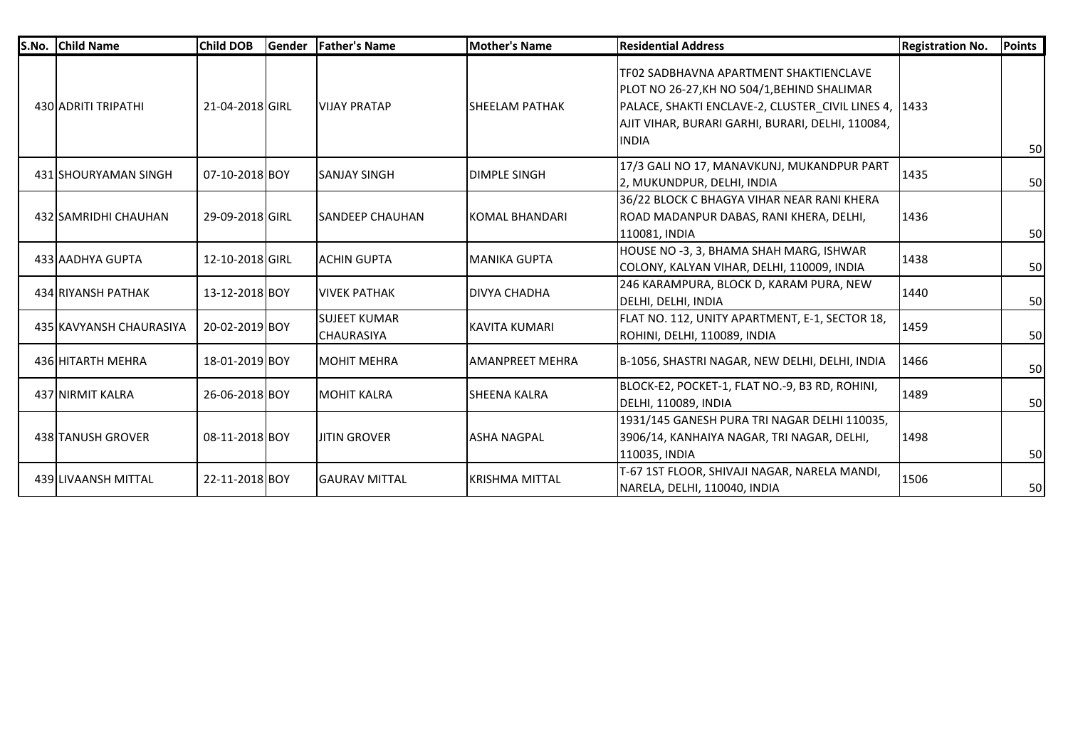| S.No. | Child Name | Child DOB | Gender | Father's Name | Mother's Name | Residential Address | Registration No. | Points |
|---|---|---|---|---|---|---|---|---|
| 430 | ADRITI TRIPATHI | 21-04-2018 | GIRL | VIJAY PRATAP | SHEELAM PATHAK | TF02 SADBHAVNA APARTMENT SHAKTIENCLAVE PLOT NO 26-27,KH NO 504/1,BEHIND SHALIMAR PALACE, SHAKTI ENCLAVE-2, CLUSTER_CIVIL LINES 4, AJIT VIHAR, BURARI GARHI, BURARI, DELHI, 110084, INDIA | 1433 | 50 |
| 431 | SHOURYAMAN SINGH | 07-10-2018 | BOY | SANJAY SINGH | DIMPLE SINGH | 17/3 GALI NO 17, MANAVKUNJ, MUKANDPUR PART 2, MUKUNDPUR, DELHI, INDIA | 1435 | 50 |
| 432 | SAMRIDHI CHAUHAN | 29-09-2018 | GIRL | SANDEEP CHAUHAN | KOMAL BHANDARI | 36/22 BLOCK C BHAGYA VIHAR NEAR RANI KHERA ROAD MADANPUR DABAS, RANI KHERA, DELHI, 110081, INDIA | 1436 | 50 |
| 433 | AADHYA GUPTA | 12-10-2018 | GIRL | ACHIN GUPTA | MANIKA GUPTA | HOUSE NO -3, 3, BHAMA SHAH MARG, ISHWAR COLONY, KALYAN VIHAR, DELHI, 110009, INDIA | 1438 | 50 |
| 434 | RIYANSH PATHAK | 13-12-2018 | BOY | VIVEK PATHAK | DIVYA CHADHA | 246 KARAMPURA, BLOCK D, KARAM PURA, NEW DELHI, DELHI, INDIA | 1440 | 50 |
| 435 | KAVYANSH CHAURASIYA | 20-02-2019 | BOY | SUJEET KUMAR CHAURASIYA | KAVITA KUMARI | FLAT NO. 112, UNITY APARTMENT, E-1, SECTOR 18, ROHINI, DELHI, 110089, INDIA | 1459 | 50 |
| 436 | HITARTH MEHRA | 18-01-2019 | BOY | MOHIT MEHRA | AMANPREET MEHRA | B-1056, SHASTRI NAGAR, NEW DELHI, DELHI, INDIA | 1466 | 50 |
| 437 | NIRMIT KALRA | 26-06-2018 | BOY | MOHIT KALRA | SHEENA KALRA | BLOCK-E2, POCKET-1, FLAT NO.-9, B3 RD, ROHINI, DELHI, 110089, INDIA | 1489 | 50 |
| 438 | TANUSH GROVER | 08-11-2018 | BOY | JITIN GROVER | ASHA NAGPAL | 1931/145 GANESH PURA TRI NAGAR DELHI 110035, 3906/14, KANHAIYA NAGAR, TRI NAGAR, DELHI, 110035, INDIA | 1498 | 50 |
| 439 | LIVAANSH MITTAL | 22-11-2018 | BOY | GAURAV MITTAL | KRISHMA MITTAL | T-67 1ST FLOOR, SHIVAJI NAGAR, NARELA MANDI, NARELA, DELHI, 110040, INDIA | 1506 | 50 |